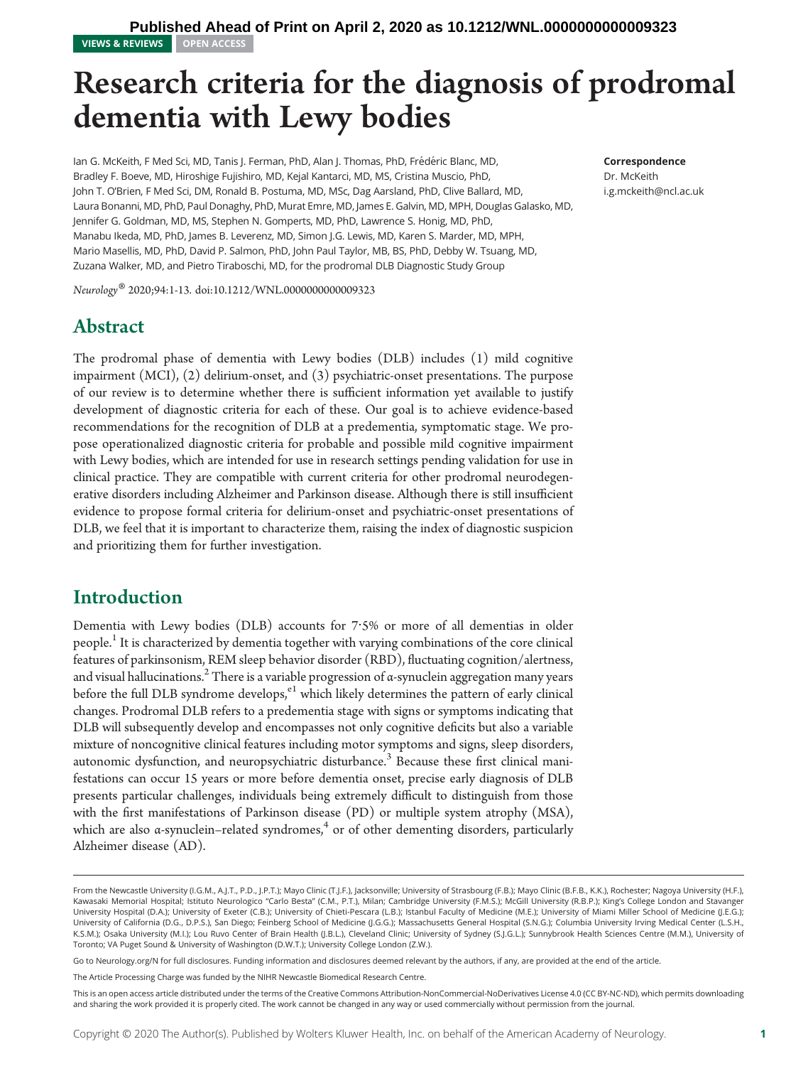Published Ahead of Print on April 2, 2020 as 10.1212/WNL.0000000000009323

VIEWS & REVIEWS OPEN ACCESS

# Research criteria for the diagnosis of prodromal dementia with Lewy bodies

Ian G. McKeith, F Med Sci, MD, Tanis J. Ferman, PhD, Alan J. Thomas, PhD, Frédéric Blanc, MD, Bradley F. Boeve, MD, Hiroshige Fujishiro, MD, Kejal Kantarci, MD, MS, Cristina Muscio, PhD, John T. O'Brien, F Med Sci, DM, Ronald B. Postuma, MD, MSc, Dag Aarsland, PhD, Clive Ballard, MD, Laura Bonanni, MD, PhD, Paul Donaghy, PhD, Murat Emre, MD, James E. Galvin, MD, MPH, Douglas Galasko, MD, Jennifer G. Goldman, MD, MS, Stephen N. Gomperts, MD, PhD, Lawrence S. Honig, MD, PhD, Manabu Ikeda, MD, PhD, James B. Leverenz, MD, Simon J.G. Lewis, MD, Karen S. Marder, MD, MPH, Mario Masellis, MD, PhD, David P. Salmon, PhD, John Paul Taylor, MB, BS, PhD, Debby W. Tsuang, MD, Zuzana Walker, MD, and Pietro Tiraboschi, MD, for the prodromal DLB Diagnostic Study Group

*Neurology*® 2020;94:1-13. doi:10.1212/WNL.0000000000009323

**Correspondence**
Dr. McKeith
i.g.mckeith@ncl.ac.uk

## Abstract

The prodromal phase of dementia with Lewy bodies (DLB) includes (1) mild cognitive impairment (MCI), (2) delirium-onset, and (3) psychiatric-onset presentations. The purpose of our review is to determine whether there is sufficient information yet available to justify development of diagnostic criteria for each of these. Our goal is to achieve evidence-based recommendations for the recognition of DLB at a predementia, symptomatic stage. We propose operationalized diagnostic criteria for probable and possible mild cognitive impairment with Lewy bodies, which are intended for use in research settings pending validation for use in clinical practice. They are compatible with current criteria for other prodromal neurodegenerative disorders including Alzheimer and Parkinson disease. Although there is still insufficient evidence to propose formal criteria for delirium-onset and psychiatric-onset presentations of DLB, we feel that it is important to characterize them, raising the index of diagnostic suspicion and prioritizing them for further investigation.

## Introduction

Dementia with Lewy bodies (DLB) accounts for 7·5% or more of all dementias in older people.[1] It is characterized by dementia together with varying combinations of the core clinical features of parkinsonism, REM sleep behavior disorder (RBD), fluctuating cognition/alertness, and visual hallucinations.[2] There is a variable progression of α-synuclein aggregation many years before the full DLB syndrome develops,[e1] which likely determines the pattern of early clinical changes. Prodromal DLB refers to a predementia stage with signs or symptoms indicating that DLB will subsequently develop and encompasses not only cognitive deficits but also a variable mixture of noncognitive clinical features including motor symptoms and signs, sleep disorders, autonomic dysfunction, and neuropsychiatric disturbance.[3] Because these first clinical manifestations can occur 15 years or more before dementia onset, precise early diagnosis of DLB presents particular challenges, individuals being extremely difficult to distinguish from those with the first manifestations of Parkinson disease (PD) or multiple system atrophy (MSA), which are also α-synuclein–related syndromes,[4] or of other dementing disorders, particularly Alzheimer disease (AD).

From the Newcastle University (I.G.M., A.J.T., P.D., J.P.T.); Mayo Clinic (T.J.F.), Jacksonville; University of Strasbourg (F.B.); Mayo Clinic (B.F.B., K.K.), Rochester; Nagoya University (H.F.), Kawasaki Memorial Hospital; Istituto Neurologico "Carlo Besta" (C.M., P.T.), Milan; Cambridge University (F.M.S.); McGill University (R.B.P.); King's College London and Stavanger University Hospital (D.A.); University of Exeter (C.B.); University of Chieti-Pescara (L.B.); Istanbul Faculty of Medicine (M.E.); University of Miami Miller School of Medicine (J.E.G.); University of California (D.G., D.P.S.), San Diego; Feinberg School of Medicine (J.G.G.); Massachusetts General Hospital (S.N.G.); Columbia University Irving Medical Center (L.S.H., K.S.M.); Osaka University (M.I.); Lou Ruvo Center of Brain Health (J.B.L.), Cleveland Clinic; University of Sydney (S.J.G.L.); Sunnybrook Health Sciences Centre (M.M.), University of Toronto; VA Puget Sound & University of Washington (D.W.T.); University College London (Z.W.).

Go to Neurology.org/N for full disclosures. Funding information and disclosures deemed relevant by the authors, if any, are provided at the end of the article.

The Article Processing Charge was funded by the NIHR Newcastle Biomedical Research Centre.

This is an open access article distributed under the terms of the Creative Commons Attribution-NonCommercial-NoDerivatives License 4.0 (CC BY-NC-ND), which permits downloading and sharing the work provided it is properly cited. The work cannot be changed in any way or used commercially without permission from the journal.

Copyright © 2020 The Author(s). Published by Wolters Kluwer Health, Inc. on behalf of the American Academy of Neurology.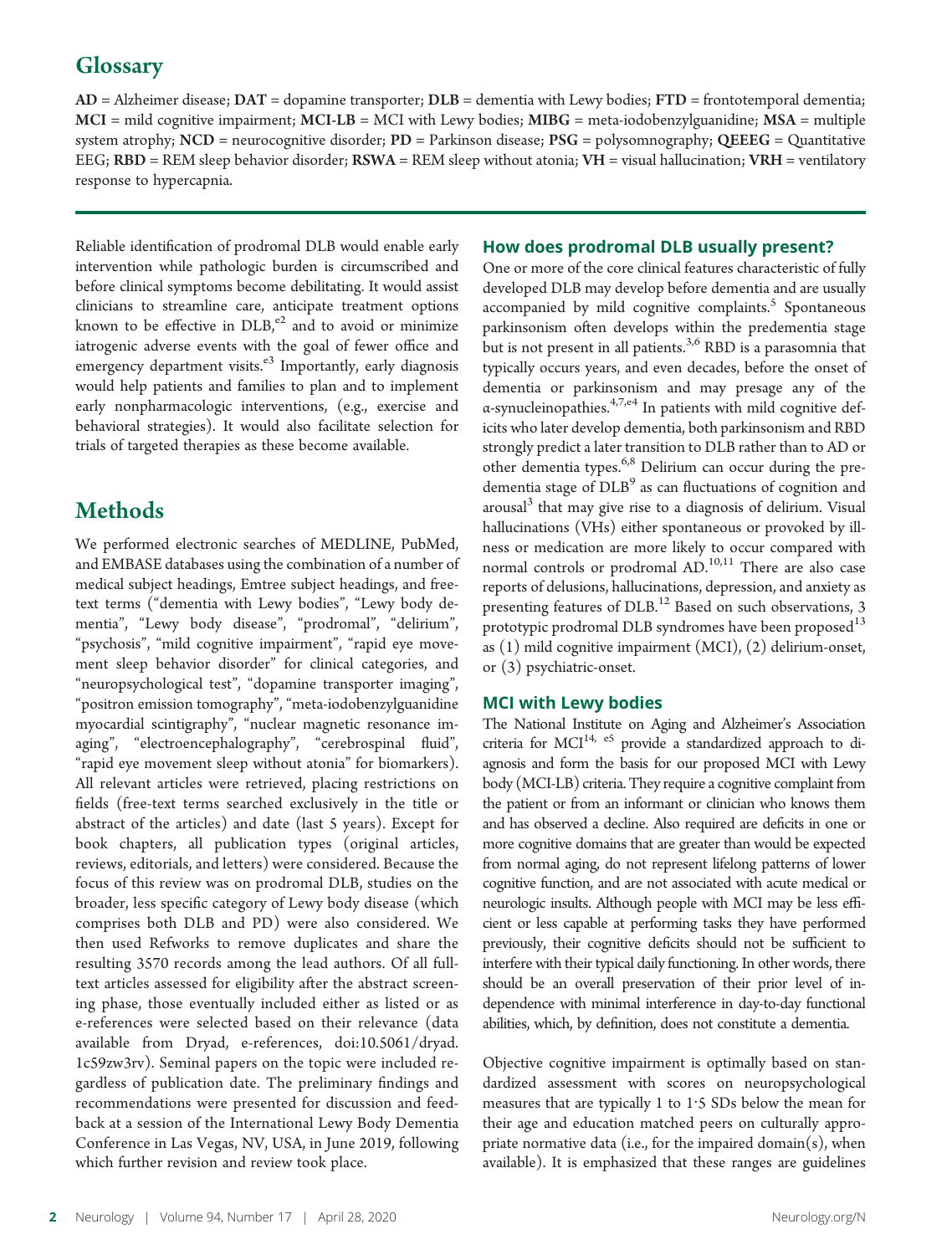## Glossary

**AD** = Alzheimer disease; **DAT** = dopamine transporter; **DLB** = dementia with Lewy bodies; **FTD** = frontotemporal dementia; **MCI** = mild cognitive impairment; **MCI-LB** = MCI with Lewy bodies; **MIBG** = meta-iodobenzylguanidine; **MSA** = multiple system atrophy; **NCD** = neurocognitive disorder; **PD** = Parkinson disease; **PSG** = polysomnography; **QEEEG** = Quantitative EEG; **RBD** = REM sleep behavior disorder; **RSWA** = REM sleep without atonia; **VH** = visual hallucination; **VRH** = ventilatory response to hypercapnia.

Reliable identification of prodromal DLB would enable early intervention while pathologic burden is circumscribed and before clinical symptoms become debilitating. It would assist clinicians to streamline care, anticipate treatment options known to be effective in DLB,[e2] and to avoid or minimize iatrogenic adverse events with the goal of fewer office and emergency department visits.[e3] Importantly, early diagnosis would help patients and families to plan and to implement early nonpharmacologic interventions, (e.g., exercise and behavioral strategies). It would also facilitate selection for trials of targeted therapies as these become available.

# Methods

We performed electronic searches of MEDLINE, PubMed, and EMBASE databases using the combination of a number of medical subject headings, Emtree subject headings, and free-text terms ("dementia with Lewy bodies", "Lewy body dementia", "Lewy body disease", "prodromal", "delirium", "psychosis", "mild cognitive impairment", "rapid eye movement sleep behavior disorder" for clinical categories, and "neuropsychological test", "dopamine transporter imaging", "positron emission tomography", "meta-iodobenzylguanidine myocardial scintigraphy", "nuclear magnetic resonance imaging", "electroencephalography", "cerebrospinal fluid", "rapid eye movement sleep without atonia" for biomarkers). All relevant articles were retrieved, placing restrictions on fields (free-text terms searched exclusively in the title or abstract of the articles) and date (last 5 years). Except for book chapters, all publication types (original articles, reviews, editorials, and letters) were considered. Because the focus of this review was on prodromal DLB, studies on the broader, less specific category of Lewy body disease (which comprises both DLB and PD) were also considered. We then used Refworks to remove duplicates and share the resulting 3570 records among the lead authors. Of all full-text articles assessed for eligibility after the abstract screening phase, those eventually included either as listed or as e-references were selected based on their relevance (data available from Dryad, e-references, doi:10.5061/dryad.1c59zw3rv). Seminal papers on the topic were included regardless of publication date. The preliminary findings and recommendations were presented for discussion and feedback at a session of the International Lewy Body Dementia Conference in Las Vegas, NV, USA, in June 2019, following which further revision and review took place.

### How does prodromal DLB usually present?

One or more of the core clinical features characteristic of fully developed DLB may develop before dementia and are usually accompanied by mild cognitive complaints.[5] Spontaneous parkinsonism often develops within the predementia stage but is not present in all patients.[3,6] RBD is a parasomnia that typically occurs years, and even decades, before the onset of dementia or parkinsonism and may presage any of the α-synucleinopathies.[4,7,e4] In patients with mild cognitive deficits who later develop dementia, both parkinsonism and RBD strongly predict a later transition to DLB rather than to AD or other dementia types.[6,8] Delirium can occur during the predementia stage of DLB[9] as can fluctuations of cognition and arousal[3] that may give rise to a diagnosis of delirium. Visual hallucinations (VHs) either spontaneous or provoked by illness or medication are more likely to occur compared with normal controls or prodromal AD.[10,11] There are also case reports of delusions, hallucinations, depression, and anxiety as presenting features of DLB.[12] Based on such observations, 3 prototypic prodromal DLB syndromes have been proposed[13] as (1) mild cognitive impairment (MCI), (2) delirium-onset, or (3) psychiatric-onset.

### MCI with Lewy bodies

The National Institute on Aging and Alzheimer's Association criteria for MCI[14, e5] provide a standardized approach to diagnosis and form the basis for our proposed MCI with Lewy body (MCI-LB) criteria. They require a cognitive complaint from the patient or from an informant or clinician who knows them and has observed a decline. Also required are deficits in one or more cognitive domains that are greater than would be expected from normal aging, do not represent lifelong patterns of lower cognitive function, and are not associated with acute medical or neurologic insults. Although people with MCI may be less efficient or less capable at performing tasks they have performed previously, their cognitive deficits should not be sufficient to interfere with their typical daily functioning. In other words, there should be an overall preservation of their prior level of independence with minimal interference in day-to-day functional abilities, which, by definition, does not constitute a dementia.

Objective cognitive impairment is optimally based on standardized assessment with scores on neuropsychological measures that are typically 1 to 1·5 SDs below the mean for their age and education matched peers on culturally appropriate normative data (i.e., for the impaired domain(s), when available). It is emphasized that these ranges are guidelines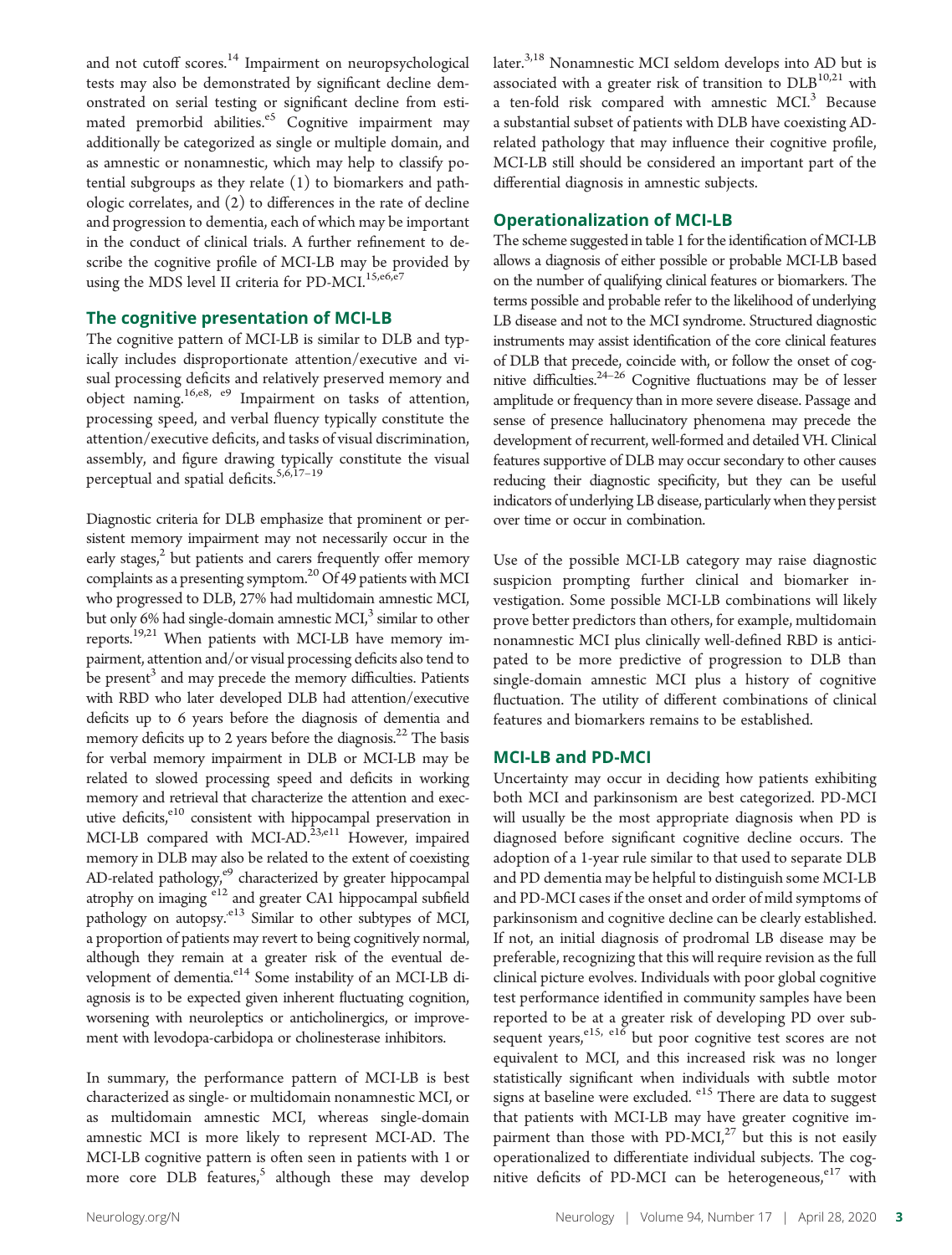and not cutoff scores.[14] Impairment on neuropsychological tests may also be demonstrated by significant decline demonstrated on serial testing or significant decline from estimated premorbid abilities.[e5] Cognitive impairment may additionally be categorized as single or multiple domain, and as amnestic or nonamnestic, which may help to classify potential subgroups as they relate (1) to biomarkers and pathologic correlates, and (2) to differences in the rate of decline and progression to dementia, each of which may be important in the conduct of clinical trials. A further refinement to describe the cognitive profile of MCI-LB may be provided by using the MDS level II criteria for PD-MCI.[15,e6,e7]

## The cognitive presentation of MCI-LB

The cognitive pattern of MCI-LB is similar to DLB and typically includes disproportionate attention/executive and visual processing deficits and relatively preserved memory and object naming.[16,e8, e9] Impairment on tasks of attention, processing speed, and verbal fluency typically constitute the attention/executive deficits, and tasks of visual discrimination, assembly, and figure drawing typically constitute the visual perceptual and spatial deficits.[5,6,17–19]

Diagnostic criteria for DLB emphasize that prominent or persistent memory impairment may not necessarily occur in the early stages,[2] but patients and carers frequently offer memory complaints as a presenting symptom.[20] Of 49 patients with MCI who progressed to DLB, 27% had multidomain amnestic MCI, but only 6% had single-domain amnestic MCI,[3] similar to other reports.[19,21] When patients with MCI-LB have memory impairment, attention and/or visual processing deficits also tend to be present[3] and may precede the memory difficulties. Patients with RBD who later developed DLB had attention/executive deficits up to 6 years before the diagnosis of dementia and memory deficits up to 2 years before the diagnosis.[22] The basis for verbal memory impairment in DLB or MCI-LB may be related to slowed processing speed and deficits in working memory and retrieval that characterize the attention and executive deficits,[e10] consistent with hippocampal preservation in MCI-LB compared with MCI-AD.[23,e11] However, impaired memory in DLB may also be related to the extent of coexisting AD-related pathology,[e9] characterized by greater hippocampal atrophy on imaging [e12] and greater CA1 hippocampal subfield pathology on autopsy.[e13] Similar to other subtypes of MCI, a proportion of patients may revert to being cognitively normal, although they remain at a greater risk of the eventual development of dementia.[e14] Some instability of an MCI-LB diagnosis is to be expected given inherent fluctuating cognition, worsening with neuroleptics or anticholinergics, or improvement with levodopa-carbidopa or cholinesterase inhibitors.

In summary, the performance pattern of MCI-LB is best characterized as single- or multidomain nonamnestic MCI, or as multidomain amnestic MCI, whereas single-domain amnestic MCI is more likely to represent MCI-AD. The MCI-LB cognitive pattern is often seen in patients with 1 or more core DLB features,[5] although these may develop later.[3,18] Nonamnestic MCI seldom develops into AD but is associated with a greater risk of transition to DLB[10,21] with a ten-fold risk compared with amnestic MCI.[3] Because a substantial subset of patients with DLB have coexisting AD-related pathology that may influence their cognitive profile, MCI-LB still should be considered an important part of the differential diagnosis in amnestic subjects.

## Operationalization of MCI-LB

The scheme suggested in table 1 for the identification of MCI-LB allows a diagnosis of either possible or probable MCI-LB based on the number of qualifying clinical features or biomarkers. The terms possible and probable refer to the likelihood of underlying LB disease and not to the MCI syndrome. Structured diagnostic instruments may assist identification of the core clinical features of DLB that precede, coincide with, or follow the onset of cognitive difficulties.[24–26] Cognitive fluctuations may be of lesser amplitude or frequency than in more severe disease. Passage and sense of presence hallucinatory phenomena may precede the development of recurrent, well-formed and detailed VH. Clinical features supportive of DLB may occur secondary to other causes reducing their diagnostic specificity, but they can be useful indicators of underlying LB disease, particularly when they persist over time or occur in combination.

Use of the possible MCI-LB category may raise diagnostic suspicion prompting further clinical and biomarker investigation. Some possible MCI-LB combinations will likely prove better predictors than others, for example, multidomain nonamnestic MCI plus clinically well-defined RBD is anticipated to be more predictive of progression to DLB than single-domain amnestic MCI plus a history of cognitive fluctuation. The utility of different combinations of clinical features and biomarkers remains to be established.

## MCI-LB and PD-MCI

Uncertainty may occur in deciding how patients exhibiting both MCI and parkinsonism are best categorized. PD-MCI will usually be the most appropriate diagnosis when PD is diagnosed before significant cognitive decline occurs. The adoption of a 1-year rule similar to that used to separate DLB and PD dementia may be helpful to distinguish some MCI-LB and PD-MCI cases if the onset and order of mild symptoms of parkinsonism and cognitive decline can be clearly established. If not, an initial diagnosis of prodromal LB disease may be preferable, recognizing that this will require revision as the full clinical picture evolves. Individuals with poor global cognitive test performance identified in community samples have been reported to be at a greater risk of developing PD over subsequent years,[e15, e16] but poor cognitive test scores are not equivalent to MCI, and this increased risk was no longer statistically significant when individuals with subtle motor signs at baseline were excluded. [e15] There are data to suggest that patients with MCI-LB may have greater cognitive impairment than those with PD-MCI,[27] but this is not easily operationalized to differentiate individual subjects. The cognitive deficits of PD-MCI can be heterogeneous,[e17] with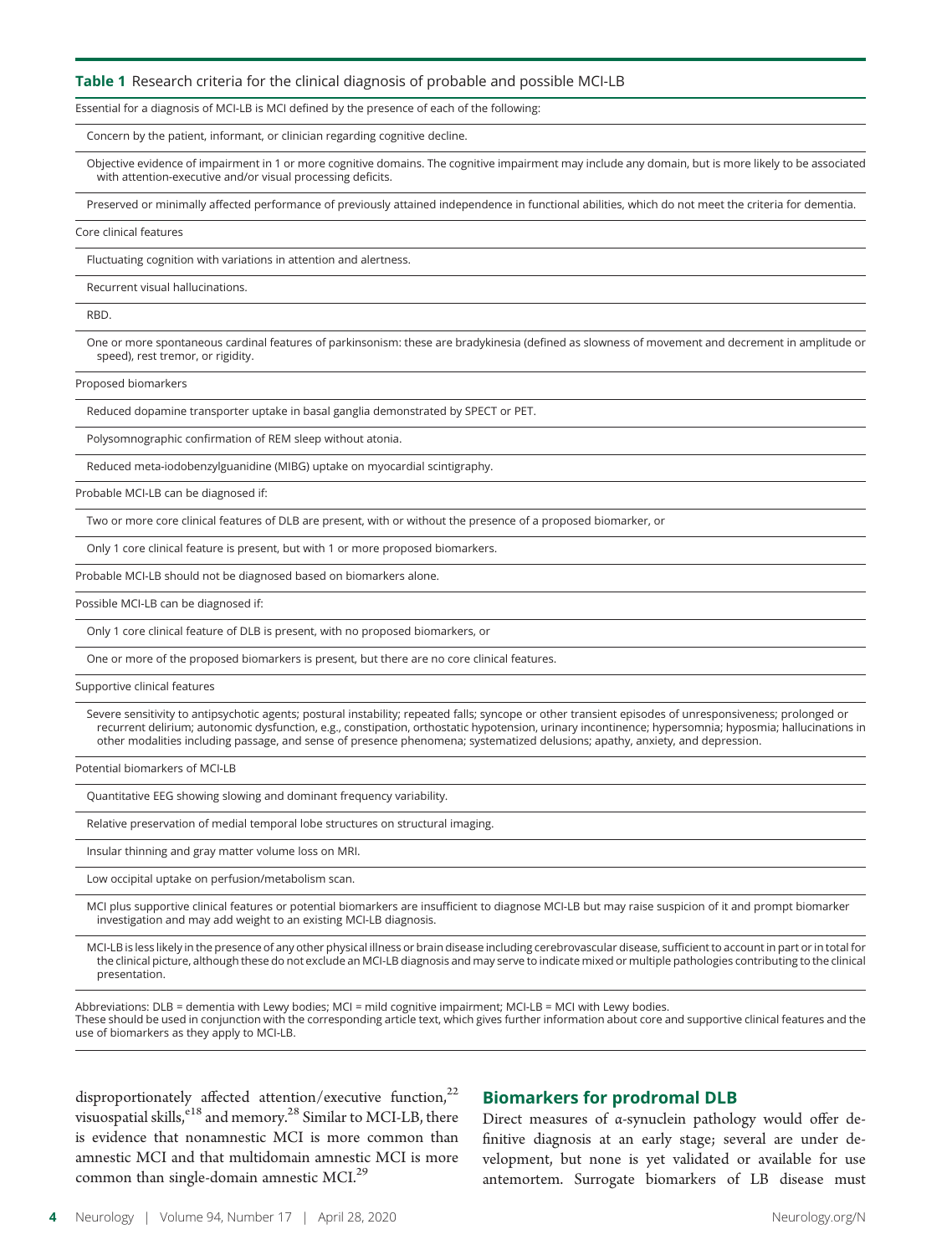**Table 1** Research criteria for the clinical diagnosis of probable and possible MCI-LB

| |
|---|
| Essential for a diagnosis of MCI-LB is MCI defined by the presence of each of the following: |
| Concern by the patient, informant, or clinician regarding cognitive decline. |
| Objective evidence of impairment in 1 or more cognitive domains. The cognitive impairment may include any domain, but is more likely to be associated with attention-executive and/or visual processing deficits. |
| Preserved or minimally affected performance of previously attained independence in functional abilities, which do not meet the criteria for dementia. |
| Core clinical features |
| Fluctuating cognition with variations in attention and alertness. |
| Recurrent visual hallucinations. |
| RBD. |
| One or more spontaneous cardinal features of parkinsonism: these are bradykinesia (defined as slowness of movement and decrement in amplitude or speed), rest tremor, or rigidity. |
| Proposed biomarkers |
| Reduced dopamine transporter uptake in basal ganglia demonstrated by SPECT or PET. |
| Polysomnographic confirmation of REM sleep without atonia. |
| Reduced meta-iodobenzylguanidine (MIBG) uptake on myocardial scintigraphy. |
| Probable MCI-LB can be diagnosed if: |
| Two or more core clinical features of DLB are present, with or without the presence of a proposed biomarker, or |
| Only 1 core clinical feature is present, but with 1 or more proposed biomarkers. |
| Probable MCI-LB should not be diagnosed based on biomarkers alone. |
| Possible MCI-LB can be diagnosed if: |
| Only 1 core clinical feature of DLB is present, with no proposed biomarkers, or |
| One or more of the proposed biomarkers is present, but there are no core clinical features. |
| Supportive clinical features |
| Severe sensitivity to antipsychotic agents; postural instability; repeated falls; syncope or other transient episodes of unresponsiveness; prolonged or recurrent delirium; autonomic dysfunction, e.g., constipation, orthostatic hypotension, urinary incontinence; hypersomnia; hyposmia; hallucinations in other modalities including passage, and sense of presence phenomena; systematized delusions; apathy, anxiety, and depression. |
| Potential biomarkers of MCI-LB |
| Quantitative EEG showing slowing and dominant frequency variability. |
| Relative preservation of medial temporal lobe structures on structural imaging. |
| Insular thinning and gray matter volume loss on MRI. |
| Low occipital uptake on perfusion/metabolism scan. |
| MCI plus supportive clinical features or potential biomarkers are insufficient to diagnose MCI-LB but may raise suspicion of it and prompt biomarker investigation and may add weight to an existing MCI-LB diagnosis. |
| MCI-LB is less likely in the presence of any other physical illness or brain disease including cerebrovascular disease, sufficient to account in part or in total for the clinical picture, although these do not exclude an MCI-LB diagnosis and may serve to indicate mixed or multiple pathologies contributing to the clinical presentation. |

Abbreviations: DLB = dementia with Lewy bodies; MCI = mild cognitive impairment; MCI-LB = MCI with Lewy bodies.
These should be used in conjunction with the corresponding article text, which gives further information about core and supportive clinical features and the use of biomarkers as they apply to MCI-LB.

disproportionately affected attention/executive function,[22] visuospatial skills,[e18] and memory.[28] Similar to MCI-LB, there is evidence that nonamnestic MCI is more common than amnestic MCI and that multidomain amnestic MCI is more common than single-domain amnestic MCI.[29]

## Biomarkers for prodromal DLB

Direct measures of α-synuclein pathology would offer definitive diagnosis at an early stage; several are under development, but none is yet validated or available for use antemortem. Surrogate biomarkers of LB disease must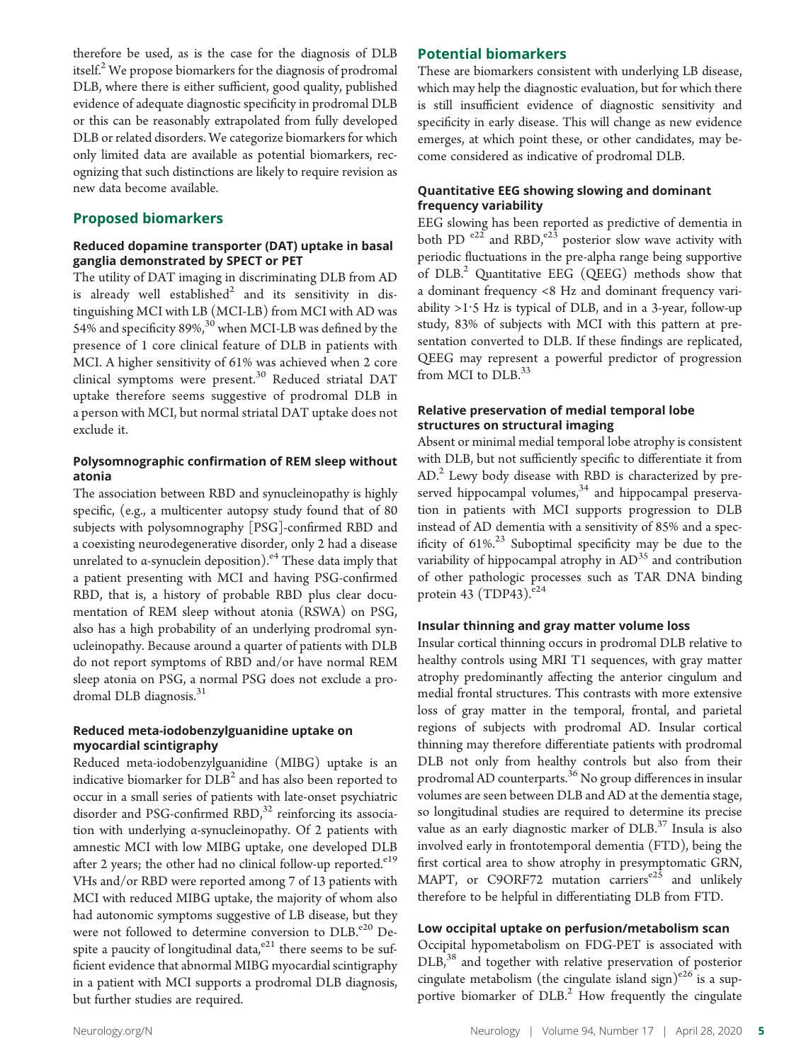therefore be used, as is the case for the diagnosis of DLB itself.[2] We propose biomarkers for the diagnosis of prodromal DLB, where there is either sufficient, good quality, published evidence of adequate diagnostic specificity in prodromal DLB or this can be reasonably extrapolated from fully developed DLB or related disorders. We categorize biomarkers for which only limited data are available as potential biomarkers, recognizing that such distinctions are likely to require revision as new data become available.

## Proposed biomarkers

### Reduced dopamine transporter (DAT) uptake in basal ganglia demonstrated by SPECT or PET

The utility of DAT imaging in discriminating DLB from AD is already well established[2] and its sensitivity in distinguishing MCI with LB (MCI-LB) from MCI with AD was 54% and specificity 89%,[30] when MCI-LB was defined by the presence of 1 core clinical feature of DLB in patients with MCI. A higher sensitivity of 61% was achieved when 2 core clinical symptoms were present.[30] Reduced striatal DAT uptake therefore seems suggestive of prodromal DLB in a person with MCI, but normal striatal DAT uptake does not exclude it.

### Polysomnographic confirmation of REM sleep without atonia

The association between RBD and synucleinopathy is highly specific, (e.g., a multicenter autopsy study found that of 80 subjects with polysomnography [PSG]-confirmed RBD and a coexisting neurodegenerative disorder, only 2 had a disease unrelated to α-synuclein deposition).[e4] These data imply that a patient presenting with MCI and having PSG-confirmed RBD, that is, a history of probable RBD plus clear documentation of REM sleep without atonia (RSWA) on PSG, also has a high probability of an underlying prodromal synucleinopathy. Because around a quarter of patients with DLB do not report symptoms of RBD and/or have normal REM sleep atonia on PSG, a normal PSG does not exclude a prodromal DLB diagnosis.[31]

### Reduced meta-iodobenzylguanidine uptake on myocardial scintigraphy

Reduced meta-iodobenzylguanidine (MIBG) uptake is an indicative biomarker for DLB[2] and has also been reported to occur in a small series of patients with late-onset psychiatric disorder and PSG-confirmed RBD,[32] reinforcing its association with underlying α-synucleinopathy. Of 2 patients with amnestic MCI with low MIBG uptake, one developed DLB after 2 years; the other had no clinical follow-up reported.[e19] VHs and/or RBD were reported among 7 of 13 patients with MCI with reduced MIBG uptake, the majority of whom also had autonomic symptoms suggestive of LB disease, but they were not followed to determine conversion to DLB.[e20] Despite a paucity of longitudinal data,[e21] there seems to be sufficient evidence that abnormal MIBG myocardial scintigraphy in a patient with MCI supports a prodromal DLB diagnosis, but further studies are required.

## Potential biomarkers

These are biomarkers consistent with underlying LB disease, which may help the diagnostic evaluation, but for which there is still insufficient evidence of diagnostic sensitivity and specificity in early disease. This will change as new evidence emerges, at which point these, or other candidates, may become considered as indicative of prodromal DLB.

### Quantitative EEG showing slowing and dominant frequency variability

EEG slowing has been reported as predictive of dementia in both PD [e22] and RBD,[e23] posterior slow wave activity with periodic fluctuations in the pre-alpha range being supportive of DLB.[2] Quantitative EEG (QEEG) methods show that a dominant frequency <8 Hz and dominant frequency variability >1·5 Hz is typical of DLB, and in a 3-year, follow-up study, 83% of subjects with MCI with this pattern at presentation converted to DLB. If these findings are replicated, QEEG may represent a powerful predictor of progression from MCI to DLB.[33]

### Relative preservation of medial temporal lobe structures on structural imaging

Absent or minimal medial temporal lobe atrophy is consistent with DLB, but not sufficiently specific to differentiate it from AD.[2] Lewy body disease with RBD is characterized by preserved hippocampal volumes,[34] and hippocampal preservation in patients with MCI supports progression to DLB instead of AD dementia with a sensitivity of 85% and a specificity of 61%.[23] Suboptimal specificity may be due to the variability of hippocampal atrophy in AD[35] and contribution of other pathologic processes such as TAR DNA binding protein 43 (TDP43).[e24]

### Insular thinning and gray matter volume loss

Insular cortical thinning occurs in prodromal DLB relative to healthy controls using MRI T1 sequences, with gray matter atrophy predominantly affecting the anterior cingulum and medial frontal structures. This contrasts with more extensive loss of gray matter in the temporal, frontal, and parietal regions of subjects with prodromal AD. Insular cortical thinning may therefore differentiate patients with prodromal DLB not only from healthy controls but also from their prodromal AD counterparts.[36] No group differences in insular volumes are seen between DLB and AD at the dementia stage, so longitudinal studies are required to determine its precise value as an early diagnostic marker of DLB.[37] Insula is also involved early in frontotemporal dementia (FTD), being the first cortical area to show atrophy in presymptomatic GRN, MAPT, or C9ORF72 mutation carriers[e25] and unlikely therefore to be helpful in differentiating DLB from FTD.

### Low occipital uptake on perfusion/metabolism scan

Occipital hypometabolism on FDG-PET is associated with DLB,[38] and together with relative preservation of posterior cingulate metabolism (the cingulate island sign)[e26] is a supportive biomarker of DLB.[2] How frequently the cingulate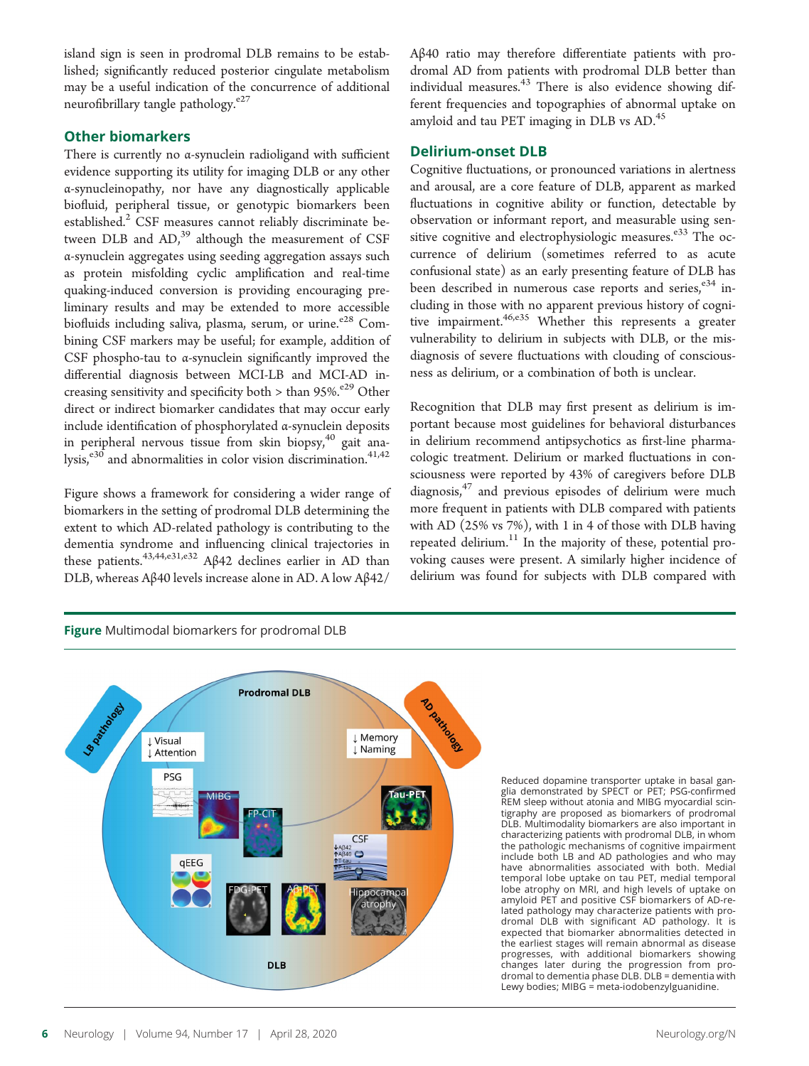island sign is seen in prodromal DLB remains to be established; significantly reduced posterior cingulate metabolism may be a useful indication of the concurrence of additional neurofibrillary tangle pathology.[e27]

## Other biomarkers

There is currently no α-synuclein radioligand with sufficient evidence supporting its utility for imaging DLB or any other α-synucleinopathy, nor have any diagnostically applicable biofluid, peripheral tissue, or genotypic biomarkers been established.[2] CSF measures cannot reliably discriminate between DLB and AD,[39] although the measurement of CSF α-synuclein aggregates using seeding aggregation assays such as protein misfolding cyclic amplification and real-time quaking-induced conversion is providing encouraging preliminary results and may be extended to more accessible biofluids including saliva, plasma, serum, or urine.[e28] Combining CSF markers may be useful; for example, addition of CSF phospho-tau to α-synuclein significantly improved the differential diagnosis between MCI-LB and MCI-AD increasing sensitivity and specificity both > than 95%.[e29] Other direct or indirect biomarker candidates that may occur early include identification of phosphorylated α-synuclein deposits in peripheral nervous tissue from skin biopsy,[40] gait analysis,[e30] and abnormalities in color vision discrimination.[41,42]

Figure shows a framework for considering a wider range of biomarkers in the setting of prodromal DLB determining the extent to which AD-related pathology is contributing to the dementia syndrome and influencing clinical trajectories in these patients.[43,44,e31,e32] Aβ42 declines earlier in AD than DLB, whereas Aβ40 levels increase alone in AD. A low Aβ42/Aβ40 ratio may therefore differentiate patients with prodromal AD from patients with prodromal DLB better than individual measures.[43] There is also evidence showing different frequencies and topographies of abnormal uptake on amyloid and tau PET imaging in DLB vs AD.[45]

## Delirium-onset DLB

Cognitive fluctuations, or pronounced variations in alertness and arousal, are a core feature of DLB, apparent as marked fluctuations in cognitive ability or function, detectable by observation or informant report, and measurable using sensitive cognitive and electrophysiologic measures.[e33] The occurrence of delirium (sometimes referred to as acute confusional state) as an early presenting feature of DLB has been described in numerous case reports and series,[e34] including in those with no apparent previous history of cognitive impairment.[46,e35] Whether this represents a greater vulnerability to delirium in subjects with DLB, or the misdiagnosis of severe fluctuations with clouding of consciousness as delirium, or a combination of both is unclear.

Recognition that DLB may first present as delirium is important because most guidelines for behavioral disturbances in delirium recommend antipsychotics as first-line pharmacologic treatment. Delirium or marked fluctuations in consciousness were reported by 43% of caregivers before DLB diagnosis,[47] and previous episodes of delirium were much more frequent in patients with DLB compared with patients with AD (25% vs 7%), with 1 in 4 of those with DLB having repeated delirium.[11] In the majority of these, potential provoking causes were present. A similarly higher incidence of delirium was found for subjects with DLB compared with

**Figure** Multimodal biomarkers for prodromal DLB

Reduced dopamine transporter uptake in basal ganglia demonstrated by SPECT or PET; PSG-confirmed REM sleep without atonia and MIBG myocardial scintigraphy are proposed as biomarkers of prodromal DLB. Multimodality biomarkers are also important in characterizing patients with prodromal DLB, in whom the pathologic mechanisms of cognitive impairment include both LB and AD pathologies and who may have abnormalities associated with both. Medial temporal lobe uptake on tau PET, medial temporal lobe atrophy on MRI, and high levels of uptake on amyloid PET and positive CSF biomarkers of AD-related pathology may characterize patients with prodromal DLB with significant AD pathology. It is expected that biomarker abnormalities detected in the earliest stages will remain abnormal as disease progresses, with additional biomarkers showing changes later during the progression from prodromal to dementia phase DLB. DLB = dementia with Lewy bodies; MIBG = meta-iodobenzylguanidine.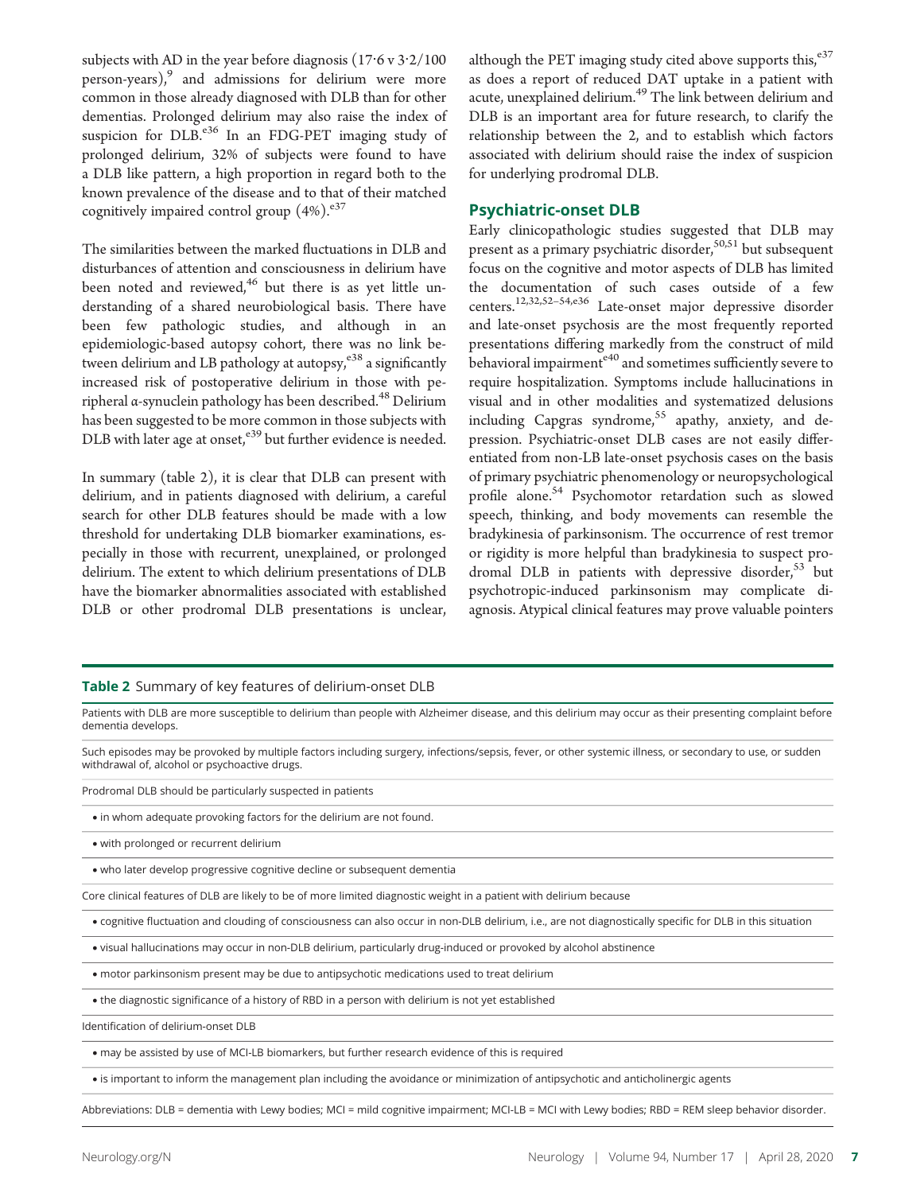subjects with AD in the year before diagnosis (17·6 v 3·2/100 person-years),[9] and admissions for delirium were more common in those already diagnosed with DLB than for other dementias. Prolonged delirium may also raise the index of suspicion for DLB.[e36] In an FDG-PET imaging study of prolonged delirium, 32% of subjects were found to have a DLB like pattern, a high proportion in regard both to the known prevalence of the disease and to that of their matched cognitively impaired control group (4%).[e37]

The similarities between the marked fluctuations in DLB and disturbances of attention and consciousness in delirium have been noted and reviewed,[46] but there is as yet little understanding of a shared neurobiological basis. There have been few pathologic studies, and although in an epidemiologic-based autopsy cohort, there was no link between delirium and LB pathology at autopsy,[e38] a significantly increased risk of postoperative delirium in those with peripheral α-synuclein pathology has been described.[48] Delirium has been suggested to be more common in those subjects with DLB with later age at onset,[e39] but further evidence is needed.

In summary (table 2), it is clear that DLB can present with delirium, and in patients diagnosed with delirium, a careful search for other DLB features should be made with a low threshold for undertaking DLB biomarker examinations, especially in those with recurrent, unexplained, or prolonged delirium. The extent to which delirium presentations of DLB have the biomarker abnormalities associated with established DLB or other prodromal DLB presentations is unclear, although the PET imaging study cited above supports this,[e37] as does a report of reduced DAT uptake in a patient with acute, unexplained delirium.[49] The link between delirium and DLB is an important area for future research, to clarify the relationship between the 2, and to establish which factors associated with delirium should raise the index of suspicion for underlying prodromal DLB.

## Psychiatric-onset DLB

Early clinicopathologic studies suggested that DLB may present as a primary psychiatric disorder,[50,51] but subsequent focus on the cognitive and motor aspects of DLB has limited the documentation of such cases outside of a few centers.[12,32,52–54,e36] Late-onset major depressive disorder and late-onset psychosis are the most frequently reported presentations differing markedly from the construct of mild behavioral impairment[e40] and sometimes sufficiently severe to require hospitalization. Symptoms include hallucinations in visual and in other modalities and systematized delusions including Capgras syndrome,[55] apathy, anxiety, and depression. Psychiatric-onset DLB cases are not easily differentiated from non-LB late-onset psychosis cases on the basis of primary psychiatric phenomenology or neuropsychological profile alone.[54] Psychomotor retardation such as slowed speech, thinking, and body movements can resemble the bradykinesia of parkinsonism. The occurrence of rest tremor or rigidity is more helpful than bradykinesia to suspect prodromal DLB in patients with depressive disorder,[53] but psychotropic-induced parkinsonism may complicate diagnosis. Atypical clinical features may prove valuable pointers

**Table 2** Summary of key features of delirium-onset DLB

| |
|---|
| Patients with DLB are more susceptible to delirium than people with Alzheimer disease, and this delirium may occur as their presenting complaint before dementia develops. |
| Such episodes may be provoked by multiple factors including surgery, infections/sepsis, fever, or other systemic illness, or secondary to use, or sudden withdrawal of, alcohol or psychoactive drugs. |
| Prodromal DLB should be particularly suspected in patients |
| • in whom adequate provoking factors for the delirium are not found. |
| • with prolonged or recurrent delirium |
| • who later develop progressive cognitive decline or subsequent dementia |
| Core clinical features of DLB are likely to be of more limited diagnostic weight in a patient with delirium because |
| • cognitive fluctuation and clouding of consciousness can also occur in non-DLB delirium, i.e., are not diagnostically specific for DLB in this situation |
| • visual hallucinations may occur in non-DLB delirium, particularly drug-induced or provoked by alcohol abstinence |
| • motor parkinsonism present may be due to antipsychotic medications used to treat delirium |
| • the diagnostic significance of a history of RBD in a person with delirium is not yet established |
| Identification of delirium-onset DLB |
| • may be assisted by use of MCI-LB biomarkers, but further research evidence of this is required |
| • is important to inform the management plan including the avoidance or minimization of antipsychotic and anticholinergic agents |

Abbreviations: DLB = dementia with Lewy bodies; MCI = mild cognitive impairment; MCI-LB = MCI with Lewy bodies; RBD = REM sleep behavior disorder.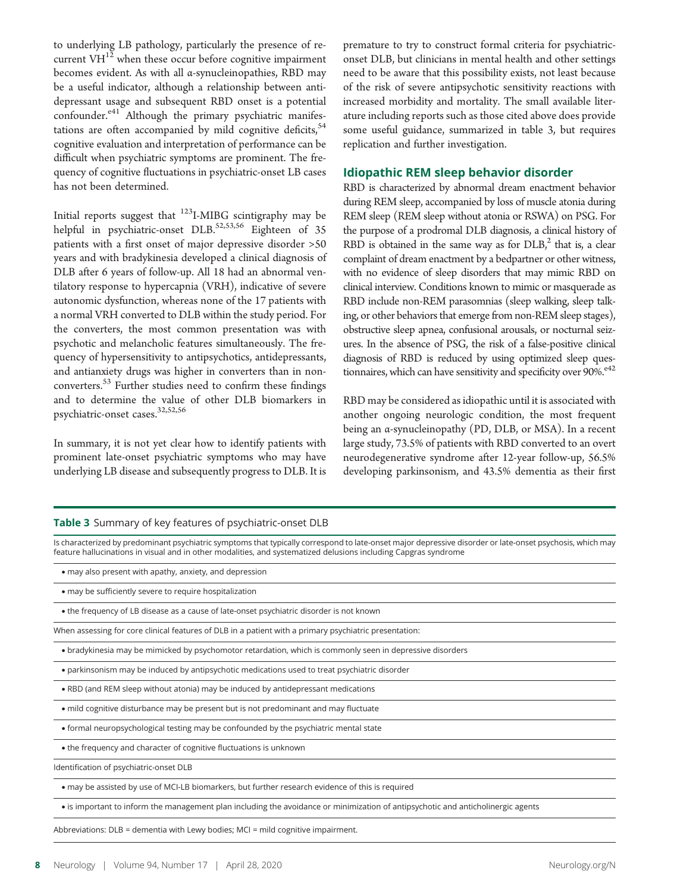to underlying LB pathology, particularly the presence of recurrent VH[12] when these occur before cognitive impairment becomes evident. As with all α-synucleinopathies, RBD may be a useful indicator, although a relationship between antidepressant usage and subsequent RBD onset is a potential confounder.[e41] Although the primary psychiatric manifestations are often accompanied by mild cognitive deficits,[54] cognitive evaluation and interpretation of performance can be difficult when psychiatric symptoms are prominent. The frequency of cognitive fluctuations in psychiatric-onset LB cases has not been determined.

Initial reports suggest that $^{123}$I-MIBG scintigraphy may be helpful in psychiatric-onset DLB.[52,53,56] Eighteen of 35 patients with a first onset of major depressive disorder >50 years and with bradykinesia developed a clinical diagnosis of DLB after 6 years of follow-up. All 18 had an abnormal ventilatory response to hypercapnia (VRH), indicative of severe autonomic dysfunction, whereas none of the 17 patients with a normal VRH converted to DLB within the study period. For the converters, the most common presentation was with psychotic and melancholic features simultaneously. The frequency of hypersensitivity to antipsychotics, antidepressants, and antianxiety drugs was higher in converters than in nonconverters.[53] Further studies need to confirm these findings and to determine the value of other DLB biomarkers in psychiatric-onset cases.[32,52,56]

In summary, it is not yet clear how to identify patients with prominent late-onset psychiatric symptoms who may have underlying LB disease and subsequently progress to DLB. It is premature to try to construct formal criteria for psychiatric-onset DLB, but clinicians in mental health and other settings need to be aware that this possibility exists, not least because of the risk of severe antipsychotic sensitivity reactions with increased morbidity and mortality. The small available literature including reports such as those cited above does provide some useful guidance, summarized in table 3, but requires replication and further investigation.

## Idiopathic REM sleep behavior disorder

RBD is characterized by abnormal dream enactment behavior during REM sleep, accompanied by loss of muscle atonia during REM sleep (REM sleep without atonia or RSWA) on PSG. For the purpose of a prodromal DLB diagnosis, a clinical history of RBD is obtained in the same way as for DLB,[2] that is, a clear complaint of dream enactment by a bedpartner or other witness, with no evidence of sleep disorders that may mimic RBD on clinical interview. Conditions known to mimic or masquerade as RBD include non-REM parasomnias (sleep walking, sleep talking, or other behaviors that emerge from non-REM sleep stages), obstructive sleep apnea, confusional arousals, or nocturnal seizures. In the absence of PSG, the risk of a false-positive clinical diagnosis of RBD is reduced by using optimized sleep questionnaires, which can have sensitivity and specificity over 90%.[e42]

RBD may be considered as idiopathic until it is associated with another ongoing neurologic condition, the most frequent being an α-synucleinopathy (PD, DLB, or MSA). In a recent large study, 73.5% of patients with RBD converted to an overt neurodegenerative syndrome after 12-year follow-up, 56.5% developing parkinsonism, and 43.5% dementia as their first

**Table 3** Summary of key features of psychiatric-onset DLB

| Is characterized by predominant psychiatric symptoms that typically correspond to late-onset major depressive disorder or late-onset psychosis, which may feature hallucinations in visual and in other modalities, and systematized delusions including Capgras syndrome |
|---|
| • may also present with apathy, anxiety, and depression |
| • may be sufficiently severe to require hospitalization |
| • the frequency of LB disease as a cause of late-onset psychiatric disorder is not known |
| When assessing for core clinical features of DLB in a patient with a primary psychiatric presentation: |
| • bradykinesia may be mimicked by psychomotor retardation, which is commonly seen in depressive disorders |
| • parkinsonism may be induced by antipsychotic medications used to treat psychiatric disorder |
| • RBD (and REM sleep without atonia) may be induced by antidepressant medications |
| • mild cognitive disturbance may be present but is not predominant and may fluctuate |
| • formal neuropsychological testing may be confounded by the psychiatric mental state |
| • the frequency and character of cognitive fluctuations is unknown |
| Identification of psychiatric-onset DLB |
| • may be assisted by use of MCI-LB biomarkers, but further research evidence of this is required |
| • is important to inform the management plan including the avoidance or minimization of antipsychotic and anticholinergic agents |

Abbreviations: DLB = dementia with Lewy bodies; MCI = mild cognitive impairment.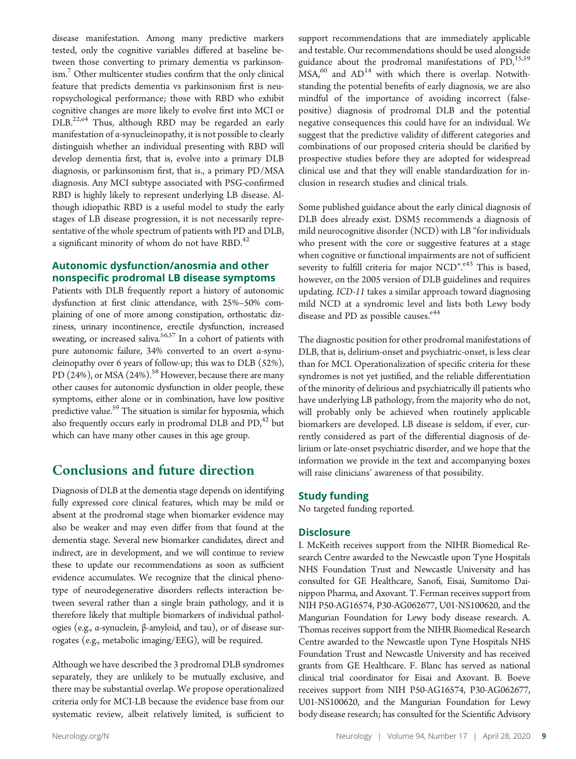disease manifestation. Among many predictive markers tested, only the cognitive variables differed at baseline between those converting to primary dementia vs parkinsonism.[7] Other multicenter studies confirm that the only clinical feature that predicts dementia vs parkinsonism first is neuropsychological performance; those with RBD who exhibit cognitive changes are more likely to evolve first into MCI or DLB.[22,e4] Thus, although RBD may be regarded an early manifestation of α-synucleinopathy, it is not possible to clearly distinguish whether an individual presenting with RBD will develop dementia first, that is, evolve into a primary DLB diagnosis, or parkinsonism first, that is., a primary PD/MSA diagnosis. Any MCI subtype associated with PSG-confirmed RBD is highly likely to represent underlying LB disease. Although idiopathic RBD is a useful model to study the early stages of LB disease progression, it is not necessarily representative of the whole spectrum of patients with PD and DLB, a significant minority of whom do not have RBD.[42]

### Autonomic dysfunction/anosmia and other nonspecific prodromal LB disease symptoms

Patients with DLB frequently report a history of autonomic dysfunction at first clinic attendance, with 25%–50% complaining of one of more among constipation, orthostatic dizziness, urinary incontinence, erectile dysfunction, increased sweating, or increased saliva.[56,57] In a cohort of patients with pure autonomic failure, 34% converted to an overt α-synucleinopathy over 6 years of follow-up; this was to DLB (52%), PD (24%), or MSA (24%).[58] However, because there are many other causes for autonomic dysfunction in older people, these symptoms, either alone or in combination, have low positive predictive value.[59] The situation is similar for hyposmia, which also frequently occurs early in prodromal DLB and PD,[42] but which can have many other causes in this age group.

## Conclusions and future direction

Diagnosis of DLB at the dementia stage depends on identifying fully expressed core clinical features, which may be mild or absent at the prodromal stage when biomarker evidence may also be weaker and may even differ from that found at the dementia stage. Several new biomarker candidates, direct and indirect, are in development, and we will continue to review these to update our recommendations as soon as sufficient evidence accumulates. We recognize that the clinical phenotype of neurodegenerative disorders reflects interaction between several rather than a single brain pathology, and it is therefore likely that multiple biomarkers of individual pathologies (e.g., α-synuclein, β-amyloid, and tau), or of disease surrogates (e.g., metabolic imaging/EEG), will be required.

Although we have described the 3 prodromal DLB syndromes separately, they are unlikely to be mutually exclusive, and there may be substantial overlap. We propose operationalized criteria only for MCI-LB because the evidence base from our systematic review, albeit relatively limited, is sufficient to support recommendations that are immediately applicable and testable. Our recommendations should be used alongside guidance about the prodromal manifestations of PD,[15,59] MSA,[60] and AD[14] with which there is overlap. Notwithstanding the potential benefits of early diagnosis, we are also mindful of the importance of avoiding incorrect (false-positive) diagnosis of prodromal DLB and the potential negative consequences this could have for an individual. We suggest that the predictive validity of different categories and combinations of our proposed criteria should be clarified by prospective studies before they are adopted for widespread clinical use and that they will enable standardization for inclusion in research studies and clinical trials.

Some published guidance about the early clinical diagnosis of DLB does already exist. DSM5 recommends a diagnosis of mild neurocognitive disorder (NCD) with LB "for individuals who present with the core or suggestive features at a stage when cognitive or functional impairments are not of sufficient severity to fulfill criteria for major NCD".[e43] This is based, however, on the 2005 version of DLB guidelines and requires updating. *ICD-11* takes a similar approach toward diagnosing mild NCD at a syndromic level and lists both Lewy body disease and PD as possible causes.[e44]

The diagnostic position for other prodromal manifestations of DLB, that is, delirium-onset and psychiatric-onset, is less clear than for MCI. Operationalization of specific criteria for these syndromes is not yet justified, and the reliable differentiation of the minority of delirious and psychiatrically ill patients who have underlying LB pathology, from the majority who do not, will probably only be achieved when routinely applicable biomarkers are developed. LB disease is seldom, if ever, currently considered as part of the differential diagnosis of delirium or late-onset psychiatric disorder, and we hope that the information we provide in the text and accompanying boxes will raise clinicians' awareness of that possibility.

### Study funding

No targeted funding reported.

### Disclosure

I. McKeith receives support from the NIHR Biomedical Research Centre awarded to the Newcastle upon Tyne Hospitals NHS Foundation Trust and Newcastle University and has consulted for GE Healthcare, Sanofi, Eisai, Sumitomo Dainippon Pharma, and Axovant. T. Ferman receives support from NIH P50-AG16574, P30-AG062677, U01-NS100620, and the Mangurian Foundation for Lewy body disease research. A. Thomas receives support from the NIHR Biomedical Research Centre awarded to the Newcastle upon Tyne Hospitals NHS Foundation Trust and Newcastle University and has received grants from GE Healthcare. F. Blanc has served as national clinical trial coordinator for Eisai and Axovant. B. Boeve receives support from NIH P50-AG16574, P30-AG062677, U01-NS100620, and the Mangurian Foundation for Lewy body disease research; has consulted for the Scientific Advisory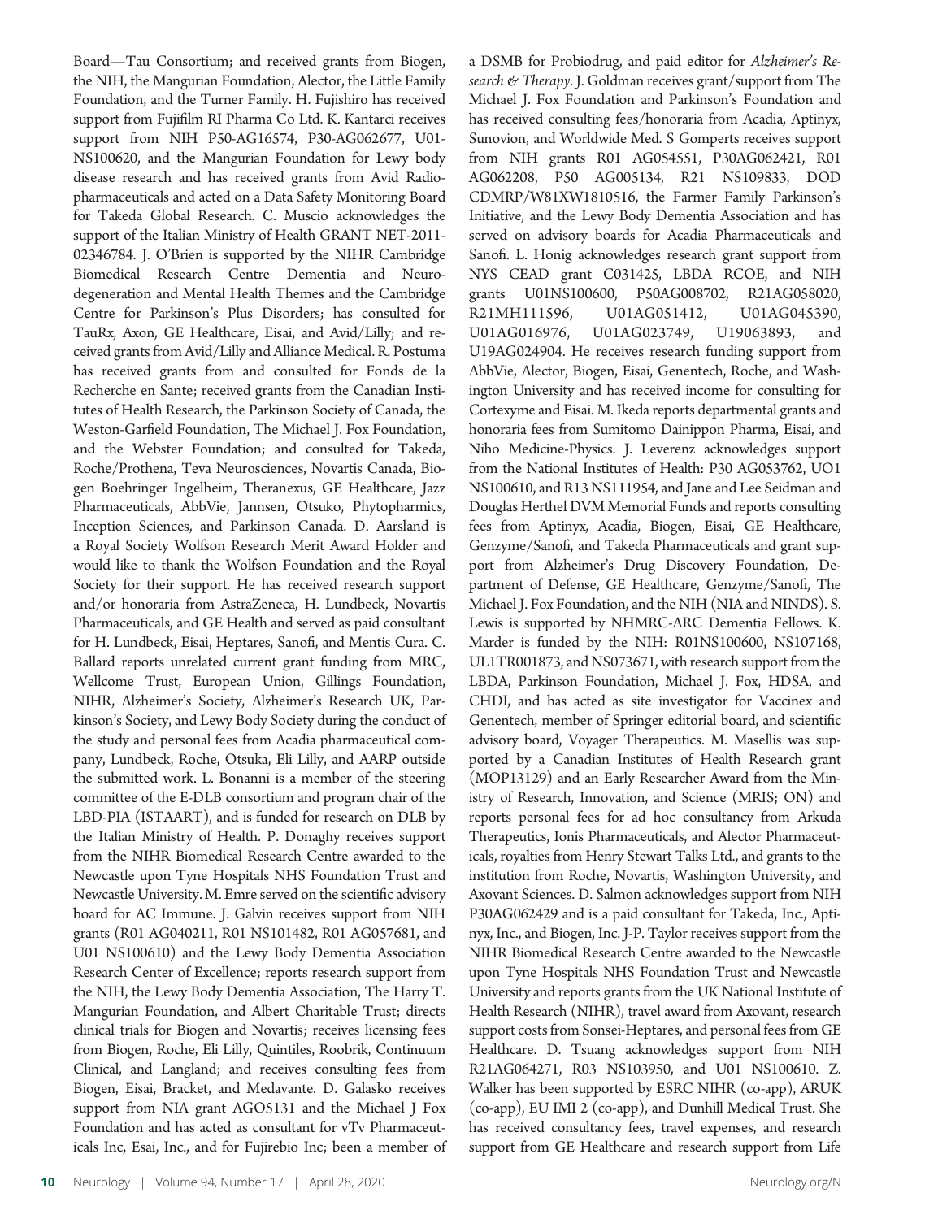Board—Tau Consortium; and received grants from Biogen, the NIH, the Mangurian Foundation, Alector, the Little Family Foundation, and the Turner Family. H. Fujishiro has received support from Fujifilm RI Pharma Co Ltd. K. Kantarci receives support from NIH P50-AG16574, P30-AG062677, U01-NS100620, and the Mangurian Foundation for Lewy body disease research and has received grants from Avid Radiopharmaceuticals and acted on a Data Safety Monitoring Board for Takeda Global Research. C. Muscio acknowledges the support of the Italian Ministry of Health GRANT NET-2011-02346784. J. O'Brien is supported by the NIHR Cambridge Biomedical Research Centre Dementia and Neurodegeneration and Mental Health Themes and the Cambridge Centre for Parkinson's Plus Disorders; has consulted for TauRx, Axon, GE Healthcare, Eisai, and Avid/Lilly; and received grants from Avid/Lilly and Alliance Medical. R. Postuma has received grants from and consulted for Fonds de la Recherche en Sante; received grants from the Canadian Institutes of Health Research, the Parkinson Society of Canada, the Weston-Garfield Foundation, The Michael J. Fox Foundation, and the Webster Foundation; and consulted for Takeda, Roche/Prothena, Teva Neurosciences, Novartis Canada, Biogen Boehringer Ingelheim, Theranexus, GE Healthcare, Jazz Pharmaceuticals, AbbVie, Jannsen, Otsuko, Phytopharmics, Inception Sciences, and Parkinson Canada. D. Aarsland is a Royal Society Wolfson Research Merit Award Holder and would like to thank the Wolfson Foundation and the Royal Society for their support. He has received research support and/or honoraria from AstraZeneca, H. Lundbeck, Novartis Pharmaceuticals, and GE Health and served as paid consultant for H. Lundbeck, Eisai, Heptares, Sanofi, and Mentis Cura. C. Ballard reports unrelated current grant funding from MRC, Wellcome Trust, European Union, Gillings Foundation, NIHR, Alzheimer's Society, Alzheimer's Research UK, Parkinson's Society, and Lewy Body Society during the conduct of the study and personal fees from Acadia pharmaceutical company, Lundbeck, Roche, Otsuka, Eli Lilly, and AARP outside the submitted work. L. Bonanni is a member of the steering committee of the E-DLB consortium and program chair of the LBD-PIA (ISTAART), and is funded for research on DLB by the Italian Ministry of Health. P. Donaghy receives support from the NIHR Biomedical Research Centre awarded to the Newcastle upon Tyne Hospitals NHS Foundation Trust and Newcastle University. M. Emre served on the scientific advisory board for AC Immune. J. Galvin receives support from NIH grants (R01 AG040211, R01 NS101482, R01 AG057681, and U01 NS100610) and the Lewy Body Dementia Association Research Center of Excellence; reports research support from the NIH, the Lewy Body Dementia Association, The Harry T. Mangurian Foundation, and Albert Charitable Trust; directs clinical trials for Biogen and Novartis; receives licensing fees from Biogen, Roche, Eli Lilly, Quintiles, Roobrik, Continuum Clinical, and Langland; and receives consulting fees from Biogen, Eisai, Bracket, and Medavante. D. Galasko receives support from NIA grant AG05131 and the Michael J Fox Foundation and has acted as consultant for vTv Pharmaceuticals Inc, Esai, Inc., and for Fujirebio Inc; been a member of a DSMB for Probiodrug, and paid editor for *Alzheimer's Research & Therapy*. J. Goldman receives grant/support from The Michael J. Fox Foundation and Parkinson's Foundation and has received consulting fees/honoraria from Acadia, Aptinyx, Sunovion, and Worldwide Med. S Gomperts receives support from NIH grants R01 AG054551, P30AG062421, R01 AG062208, P50 AG005134, R21 NS109833, DOD CDMRP/W81XW1810516, the Farmer Family Parkinson's Initiative, and the Lewy Body Dementia Association and has served on advisory boards for Acadia Pharmaceuticals and Sanofi. L. Honig acknowledges research grant support from NYS CEAD grant C031425, LBDA RCOE, and NIH grants U01NS100600, P50AG008702, R21AG058020, R21MH111596, U01AG051412, U01AG045390, U01AG016976, U01AG023749, U19063893, and U19AG024904. He receives research funding support from AbbVie, Alector, Biogen, Eisai, Genentech, Roche, and Washington University and has received income for consulting for Cortexyme and Eisai. M. Ikeda reports departmental grants and honoraria fees from Sumitomo Dainippon Pharma, Eisai, and Niho Medicine-Physics. J. Leverenz acknowledges support from the National Institutes of Health: P30 AG053762, UO1 NS100610, and R13 NS111954, and Jane and Lee Seidman and Douglas Herthel DVM Memorial Funds and reports consulting fees from Aptinyx, Acadia, Biogen, Eisai, GE Healthcare, Genzyme/Sanofi, and Takeda Pharmaceuticals and grant support from Alzheimer's Drug Discovery Foundation, Department of Defense, GE Healthcare, Genzyme/Sanofi, The Michael J. Fox Foundation, and the NIH (NIA and NINDS). S. Lewis is supported by NHMRC-ARC Dementia Fellows. K. Marder is funded by the NIH: R01NS100600, NS107168, UL1TR001873, and NS073671, with research support from the LBDA, Parkinson Foundation, Michael J. Fox, HDSA, and CHDI, and has acted as site investigator for Vaccinex and Genentech, member of Springer editorial board, and scientific advisory board, Voyager Therapeutics. M. Masellis was supported by a Canadian Institutes of Health Research grant (MOP13129) and an Early Researcher Award from the Ministry of Research, Innovation, and Science (MRIS; ON) and reports personal fees for ad hoc consultancy from Arkuda Therapeutics, Ionis Pharmaceuticals, and Alector Pharmaceuticals, royalties from Henry Stewart Talks Ltd., and grants to the institution from Roche, Novartis, Washington University, and Axovant Sciences. D. Salmon acknowledges support from NIH P30AG062429 and is a paid consultant for Takeda, Inc., Aptinyx, Inc., and Biogen, Inc. J-P. Taylor receives support from the NIHR Biomedical Research Centre awarded to the Newcastle upon Tyne Hospitals NHS Foundation Trust and Newcastle University and reports grants from the UK National Institute of Health Research (NIHR), travel award from Axovant, research support costs from Sonsei-Heptares, and personal fees from GE Healthcare. D. Tsuang acknowledges support from NIH R21AG064271, R03 NS103950, and U01 NS100610. Z. Walker has been supported by ESRC NIHR (co-app), ARUK (co-app), EU IMI 2 (co-app), and Dunhill Medical Trust. She has received consultancy fees, travel expenses, and research support from GE Healthcare and research support from Life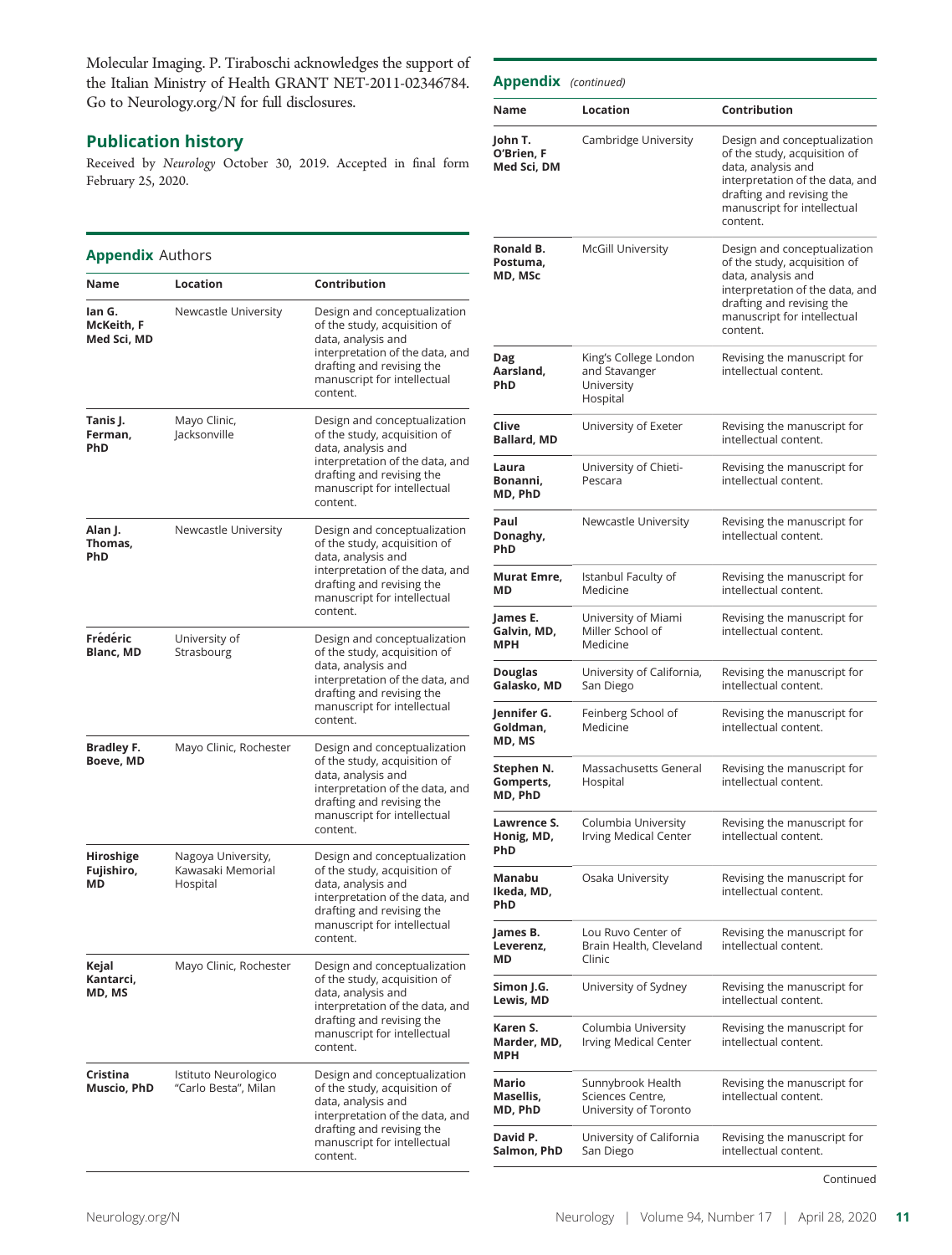Molecular Imaging. P. Tiraboschi acknowledges the support of the Italian Ministry of Health GRANT NET-2011-02346784. Go to Neurology.org/N for full disclosures.

## Publication history

Received by *Neurology* October 30, 2019. Accepted in final form February 25, 2020.

### Appendix Authors

| Name | Location | Contribution |
|---|---|---|
| Ian G. McKeith, F Med Sci, MD | Newcastle University | Design and conceptualization of the study, acquisition of data, analysis and interpretation of the data, and drafting and revising the manuscript for intellectual content. |
| Tanis J. Ferman, PhD | Mayo Clinic, Jacksonville | Design and conceptualization of the study, acquisition of data, analysis and interpretation of the data, and drafting and revising the manuscript for intellectual content. |
| Alan J. Thomas, PhD | Newcastle University | Design and conceptualization of the study, acquisition of data, analysis and interpretation of the data, and drafting and revising the manuscript for intellectual content. |
| Frédéric Blanc, MD | University of Strasbourg | Design and conceptualization of the study, acquisition of data, analysis and interpretation of the data, and drafting and revising the manuscript for intellectual content. |
| Bradley F. Boeve, MD | Mayo Clinic, Rochester | Design and conceptualization of the study, acquisition of data, analysis and interpretation of the data, and drafting and revising the manuscript for intellectual content. |
| Hiroshige Fujishiro, MD | Nagoya University, Kawasaki Memorial Hospital | Design and conceptualization of the study, acquisition of data, analysis and interpretation of the data, and drafting and revising the manuscript for intellectual content. |
| Kejal Kantarci, MD, MS | Mayo Clinic, Rochester | Design and conceptualization of the study, acquisition of data, analysis and interpretation of the data, and drafting and revising the manuscript for intellectual content. |
| Cristina Muscio, PhD | Istituto Neurologico "Carlo Besta", Milan | Design and conceptualization of the study, acquisition of data, analysis and interpretation of the data, and drafting and revising the manuscript for intellectual content. |

### Appendix *(continued)*

| Name | Location | Contribution |
|---|---|---|
| John T. O'Brien, F Med Sci, DM | Cambridge University | Design and conceptualization of the study, acquisition of data, analysis and interpretation of the data, and drafting and revising the manuscript for intellectual content. |
| Ronald B. Postuma, MD, MSc | McGill University | Design and conceptualization of the study, acquisition of data, analysis and interpretation of the data, and drafting and revising the manuscript for intellectual content. |
| Dag Aarsland, PhD | King's College London and Stavanger University Hospital | Revising the manuscript for intellectual content. |
| Clive Ballard, MD | University of Exeter | Revising the manuscript for intellectual content. |
| Laura Bonanni, MD, PhD | University of Chieti-Pescara | Revising the manuscript for intellectual content. |
| Paul Donaghy, PhD | Newcastle University | Revising the manuscript for intellectual content. |
| Murat Emre, MD | Istanbul Faculty of Medicine | Revising the manuscript for intellectual content. |
| James E. Galvin, MD, MPH | University of Miami Miller School of Medicine | Revising the manuscript for intellectual content. |
| Douglas Galasko, MD | University of California, San Diego | Revising the manuscript for intellectual content. |
| Jennifer G. Goldman, MD, MS | Feinberg School of Medicine | Revising the manuscript for intellectual content. |
| Stephen N. Gomperts, MD, PhD | Massachusetts General Hospital | Revising the manuscript for intellectual content. |
| Lawrence S. Honig, MD, PhD | Columbia University Irving Medical Center | Revising the manuscript for intellectual content. |
| Manabu Ikeda, MD, PhD | Osaka University | Revising the manuscript for intellectual content. |
| James B. Leverenz, MD | Lou Ruvo Center of Brain Health, Cleveland Clinic | Revising the manuscript for intellectual content. |
| Simon J.G. Lewis, MD | University of Sydney | Revising the manuscript for intellectual content. |
| Karen S. Marder, MD, MPH | Columbia University Irving Medical Center | Revising the manuscript for intellectual content. |
| Mario Masellis, MD, PhD | Sunnybrook Health Sciences Centre, University of Toronto | Revising the manuscript for intellectual content. |
| David P. Salmon, PhD | University of California San Diego | Revising the manuscript for intellectual content. |

Continued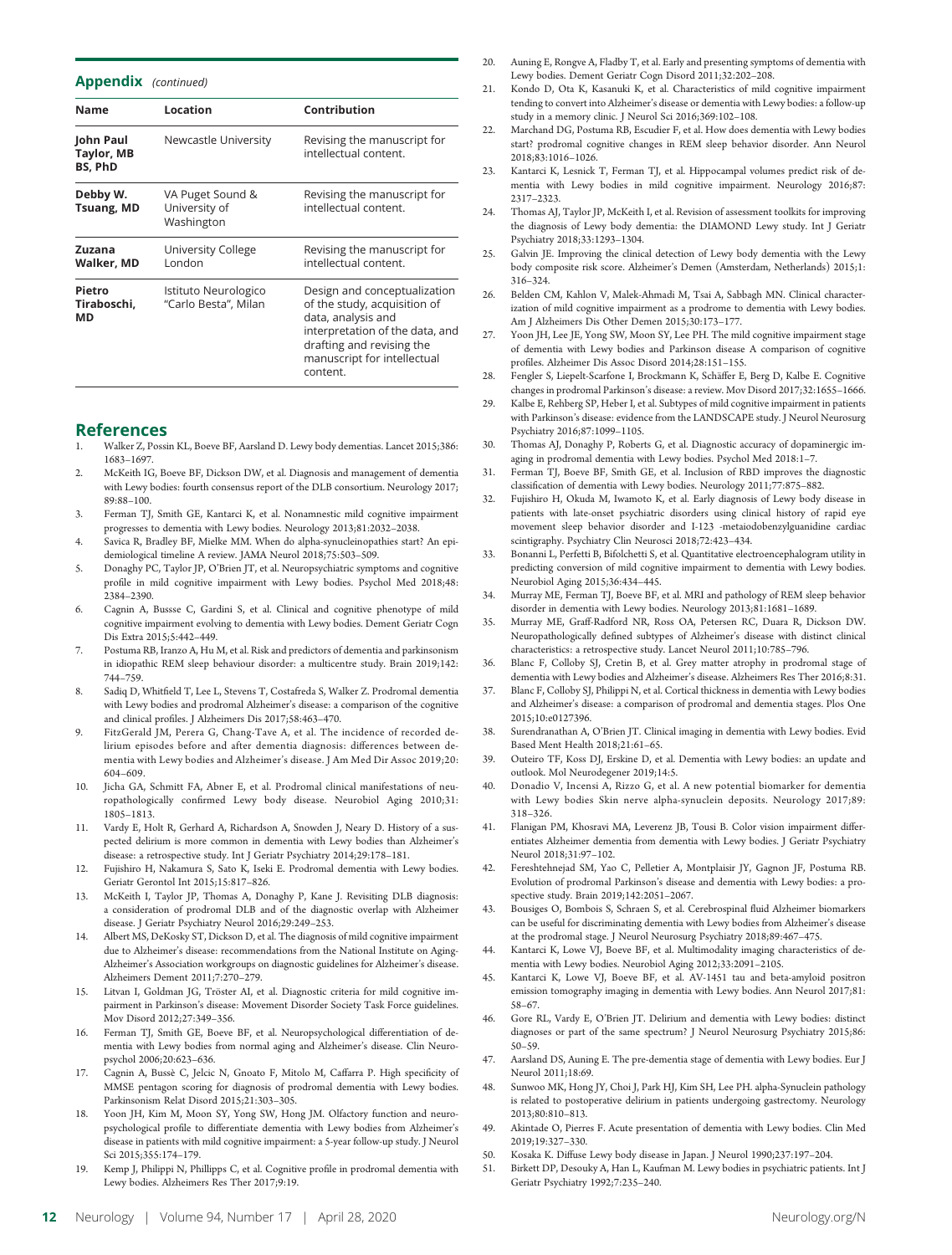## Appendix (continued)

| Name | Location | Contribution |
|---|---|---|
| **John Paul Taylor, MB BS, PhD** | Newcastle University | Revising the manuscript for intellectual content. |
| **Debby W. Tsuang, MD** | VA Puget Sound & University of Washington | Revising the manuscript for intellectual content. |
| **Zuzana Walker, MD** | University College London | Revising the manuscript for intellectual content. |
| **Pietro Tiraboschi, MD** | Istituto Neurologico "Carlo Besta", Milan | Design and conceptualization of the study, acquisition of data, analysis and interpretation of the data, and drafting and revising the manuscript for intellectual content. |

## References

1. Walker Z, Possin KL, Boeve BF, Aarsland D. Lewy body dementias. Lancet 2015;386: 1683–1697.
2. McKeith IG, Boeve BF, Dickson DW, et al. Diagnosis and management of dementia with Lewy bodies: fourth consensus report of the DLB consortium. Neurology 2017; 89:88–100.
3. Ferman TJ, Smith GE, Kantarci K, et al. Nonamnestic mild cognitive impairment progresses to dementia with Lewy bodies. Neurology 2013;81:2032–2038.
4. Savica R, Bradley BF, Mielke MM. When do alpha-synucleinopathies start? An epidemiological timeline A review. JAMA Neurol 2018;75:503–509.
5. Donaghy PC, Taylor JP, O'Brien JT, et al. Neuropsychiatric symptoms and cognitive profile in mild cognitive impairment with Lewy bodies. Psychol Med 2018;48: 2384–2390.
6. Cagnin A, Bussse C, Gardini S, et al. Clinical and cognitive phenotype of mild cognitive impairment evolving to dementia with Lewy bodies. Dement Geriatr Cogn Dis Extra 2015;5:442–449.
7. Postuma RB, Iranzo A, Hu M, et al. Risk and predictors of dementia and parkinsonism in idiopathic REM sleep behaviour disorder: a multicentre study. Brain 2019;142: 744–759.
8. Sadiq D, Whitfield T, Lee L, Stevens T, Costafreda S, Walker Z. Prodromal dementia with Lewy bodies and prodromal Alzheimer's disease: a comparison of the cognitive and clinical profiles. J Alzheimers Dis 2017;58:463–470.
9. FitzGerald JM, Perera G, Chang-Tave A, et al. The incidence of recorded delirium episodes before and after dementia diagnosis: differences between dementia with Lewy bodies and Alzheimer's disease. J Am Med Dir Assoc 2019;20: 604–609.
10. Jicha GA, Schmitt FA, Abner E, et al. Prodromal clinical manifestations of neuropathologically confirmed Lewy body disease. Neurobiol Aging 2010;31: 1805–1813.
11. Vardy E, Holt R, Gerhard A, Richardson A, Snowden J, Neary D. History of a suspected delirium is more common in dementia with Lewy bodies than Alzheimer's disease: a retrospective study. Int J Geriatr Psychiatry 2014;29:178–181.
12. Fujishiro H, Nakamura S, Sato K, Iseki E. Prodromal dementia with Lewy bodies. Geriatr Gerontol Int 2015;15:817–826.
13. McKeith I, Taylor JP, Thomas A, Donaghy P, Kane J. Revisiting DLB diagnosis: a consideration of prodromal DLB and of the diagnostic overlap with Alzheimer disease. J Geriatr Psychiatry Neurol 2016;29:249–253.
14. Albert MS, DeKosky ST, Dickson D, et al. The diagnosis of mild cognitive impairment due to Alzheimer's disease: recommendations from the National Institute on Aging-Alzheimer's Association workgroups on diagnostic guidelines for Alzheimer's disease. Alzheimers Dement 2011;7:270–279.
15. Litvan I, Goldman JG, Tröster AI, et al. Diagnostic criteria for mild cognitive impairment in Parkinson's disease: Movement Disorder Society Task Force guidelines. Mov Disord 2012;27:349–356.
16. Ferman TJ, Smith GE, Boeve BF, et al. Neuropsychological differentiation of dementia with Lewy bodies from normal aging and Alzheimer's disease. Clin Neuropsychol 2006;20:623–636.
17. Cagnin A, Bussè C, Jelcic N, Gnoato F, Mitolo M, Caffarra P. High specificity of MMSE pentagon scoring for diagnosis of prodromal dementia with Lewy bodies. Parkinsonism Relat Disord 2015;21:303–305.
18. Yoon JH, Kim M, Moon SY, Yong SW, Hong JM. Olfactory function and neuropsychological profile to differentiate dementia with Lewy bodies from Alzheimer's disease in patients with mild cognitive impairment: a 5-year follow-up study. J Neurol Sci 2015;355:174–179.
19. Kemp J, Philippi N, Phillipps C, et al. Cognitive profile in prodromal dementia with Lewy bodies. Alzheimers Res Ther 2017;9:19.
20. Auning E, Rongve A, Fladby T, et al. Early and presenting symptoms of dementia with Lewy bodies. Dement Geriatr Cogn Disord 2011;32:202–208.
21. Kondo D, Ota K, Kasanuki K, et al. Characteristics of mild cognitive impairment tending to convert into Alzheimer's disease or dementia with Lewy bodies: a follow-up study in a memory clinic. J Neurol Sci 2016;369:102–108.
22. Marchand DG, Postuma RB, Escudier F, et al. How does dementia with Lewy bodies start? prodromal cognitive changes in REM sleep behavior disorder. Ann Neurol 2018;83:1016–1026.
23. Kantarci K, Lesnick T, Ferman TJ, et al. Hippocampal volumes predict risk of dementia with Lewy bodies in mild cognitive impairment. Neurology 2016;87: 2317–2323.
24. Thomas AJ, Taylor JP, McKeith I, et al. Revision of assessment toolkits for improving the diagnosis of Lewy body dementia: the DIAMOND Lewy study. Int J Geriatr Psychiatry 2018;33:1293–1304.
25. Galvin JE. Improving the clinical detection of Lewy body dementia with the Lewy body composite risk score. Alzheimer's Demen (Amsterdam, Netherlands) 2015;1: 316–324.
26. Belden CM, Kahlon V, Malek-Ahmadi M, Tsai A, Sabbagh MN. Clinical characterization of mild cognitive impairment as a prodrome to dementia with Lewy bodies. Am J Alzheimers Dis Other Demen 2015;30:173–177.
27. Yoon JH, Lee JE, Yong SW, Moon SY, Lee PH. The mild cognitive impairment stage of dementia with Lewy bodies and Parkinson disease A comparison of cognitive profiles. Alzheimer Dis Assoc Disord 2014;28:151–155.
28. Fengler S, Liepelt-Scarfone I, Brockmann K, Schäffer E, Berg D, Kalbe E. Cognitive changes in prodromal Parkinson's disease: a review. Mov Disord 2017;32:1655–1666.
29. Kalbe E, Rehberg SP, Heber I, et al. Subtypes of mild cognitive impairment in patients with Parkinson's disease: evidence from the LANDSCAPE study. J Neurol Neurosurg Psychiatry 2016;87:1099–1105.
30. Thomas AJ, Donaghy P, Roberts G, et al. Diagnostic accuracy of dopaminergic imaging in prodromal dementia with Lewy bodies. Psychol Med 2018:1–7.
31. Ferman TJ, Boeve BF, Smith GE, et al. Inclusion of RBD improves the diagnostic classification of dementia with Lewy bodies. Neurology 2011;77:875–882.
32. Fujishiro H, Okuda M, Iwamoto K, et al. Early diagnosis of Lewy body disease in patients with late-onset psychiatric disorders using clinical history of rapid eye movement sleep behavior disorder and I-123 -metaiodobenzylguanidine cardiac scintigraphy. Psychiatry Clin Neurosci 2018;72:423–434.
33. Bonanni L, Perfetti B, Bifolchetti S, et al. Quantitative electroencephalogram utility in predicting conversion of mild cognitive impairment to dementia with Lewy bodies. Neurobiol Aging 2015;36:434–445.
34. Murray ME, Ferman TJ, Boeve BF, et al. MRI and pathology of REM sleep behavior disorder in dementia with Lewy bodies. Neurology 2013;81:1681–1689.
35. Murray ME, Graff-Radford NR, Ross OA, Petersen RC, Duara R, Dickson DW. Neuropathologically defined subtypes of Alzheimer's disease with distinct clinical characteristics: a retrospective study. Lancet Neurol 2011;10:785–796.
36. Blanc F, Colloby SJ, Cretin B, et al. Grey matter atrophy in prodromal stage of dementia with Lewy bodies and Alzheimer's disease. Alzheimers Res Ther 2016;8:31.
37. Blanc F, Colloby SJ, Philippi N, et al. Cortical thickness in dementia with Lewy bodies and Alzheimer's disease: a comparison of prodromal and dementia stages. Plos One 2015;10:e0127396.
38. Surendranathan A, O'Brien JT. Clinical imaging in dementia with Lewy bodies. Evid Based Ment Health 2018;21:61–65.
39. Outeiro TF, Koss DJ, Erskine D, et al. Dementia with Lewy bodies: an update and outlook. Mol Neurodegener 2019;14:5.
40. Donadio V, Incensi A, Rizzo G, et al. A new potential biomarker for dementia with Lewy bodies Skin nerve alpha-synuclein deposits. Neurology 2017;89: 318–326.
41. Flanigan PM, Khosravi MA, Leverenz JB, Tousi B. Color vision impairment differentiates Alzheimer dementia from dementia with Lewy bodies. J Geriatr Psychiatry Neurol 2018;31:97–102.
42. Fereshtehnejad SM, Yao C, Pelletier A, Montplaisir JY, Gagnon JF, Postuma RB. Evolution of prodromal Parkinson's disease and dementia with Lewy bodies: a prospective study. Brain 2019;142:2051–2067.
43. Bousiges O, Bombois S, Schraen S, et al. Cerebrospinal fluid Alzheimer biomarkers can be useful for discriminating dementia with Lewy bodies from Alzheimer's disease at the prodromal stage. J Neurol Neurosurg Psychiatry 2018;89:467–475.
44. Kantarci K, Lowe VJ, Boeve BF, et al. Multimodality imaging characteristics of dementia with Lewy bodies. Neurobiol Aging 2012;33:2091–2105.
45. Kantarci K, Lowe VJ, Boeve BF, et al. AV-1451 tau and beta-amyloid positron emission tomography imaging in dementia with Lewy bodies. Ann Neurol 2017;81: 58–67.
46. Gore RL, Vardy E, O'Brien JT. Delirium and dementia with Lewy bodies: distinct diagnoses or part of the same spectrum? J Neurol Neurosurg Psychiatry 2015;86: 50–59.
47. Aarsland DS, Auning E. The pre-dementia stage of dementia with Lewy bodies. Eur J Neurol 2011;18:69.
48. Sunwoo MK, Hong JY, Choi J, Park HJ, Kim SH, Lee PH. alpha-Synuclein pathology is related to postoperative delirium in patients undergoing gastrectomy. Neurology 2013;80:810–813.
49. Akintade O, Pierres F. Acute presentation of dementia with Lewy bodies. Clin Med 2019;19:327–330.
50. Kosaka K. Diffuse Lewy body disease in Japan. J Neurol 1990;237:197–204.
51. Birkett DP, Desouky A, Han L, Kaufman M. Lewy bodies in psychiatric patients. Int J Geriatr Psychiatry 1992;7:235–240.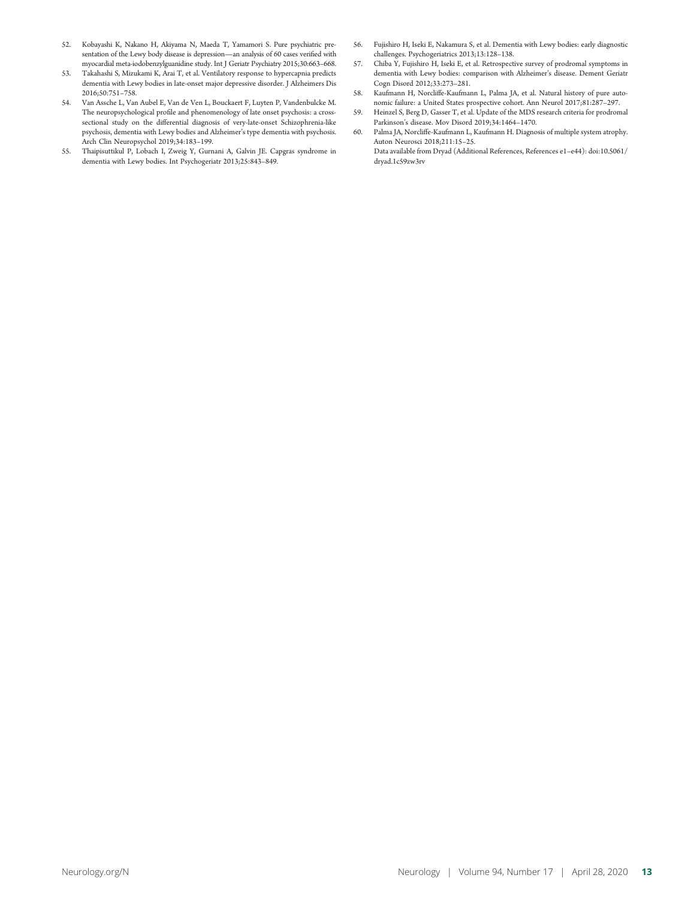52. Kobayashi K, Nakano H, Akiyama N, Maeda T, Yamamori S. Pure psychiatric presentation of the Lewy body disease is depression—an analysis of 60 cases verified with myocardial meta-iodobenzylguanidine study. Int J Geriatr Psychiatry 2015;30:663–668.
53. Takahashi S, Mizukami K, Arai T, et al. Ventilatory response to hypercapnia predicts dementia with Lewy bodies in late-onset major depressive disorder. J Alzheimers Dis 2016;50:751–758.
54. Van Assche L, Van Aubel E, Van de Ven L, Bouckaert F, Luyten P, Vandenbulcke M. The neuropsychological profile and phenomenology of late onset psychosis: a cross-sectional study on the differential diagnosis of very-late-onset Schizophrenia-like psychosis, dementia with Lewy bodies and Alzheimer's type dementia with psychosis. Arch Clin Neuropsychol 2019;34:183–199.
55. Thaipisuttikul P, Lobach I, Zweig Y, Gurnani A, Galvin JE. Capgras syndrome in dementia with Lewy bodies. Int Psychogeriatr 2013;25:843–849.
56. Fujishiro H, Iseki E, Nakamura S, et al. Dementia with Lewy bodies: early diagnostic challenges. Psychogeriatrics 2013;13:128–138.
57. Chiba Y, Fujishiro H, Iseki E, et al. Retrospective survey of prodromal symptoms in dementia with Lewy bodies: comparison with Alzheimer's disease. Dement Geriatr Cogn Disord 2012;33:273–281.
58. Kaufmann H, Norcliffe-Kaufmann L, Palma JA, et al. Natural history of pure autonomic failure: a United States prospective cohort. Ann Neurol 2017;81:287–297.
59. Heinzel S, Berg D, Gasser T, et al. Update of the MDS research criteria for prodromal Parkinson's disease. Mov Disord 2019;34:1464–1470.
60. Palma JA, Norcliffe-Kaufmann L, Kaufmann H. Diagnosis of multiple system atrophy. Auton Neurosci 2018;211:15–25.

Data available from Dryad (Additional References, References e1–e44): doi:10.5061/dryad.1c59zw3rv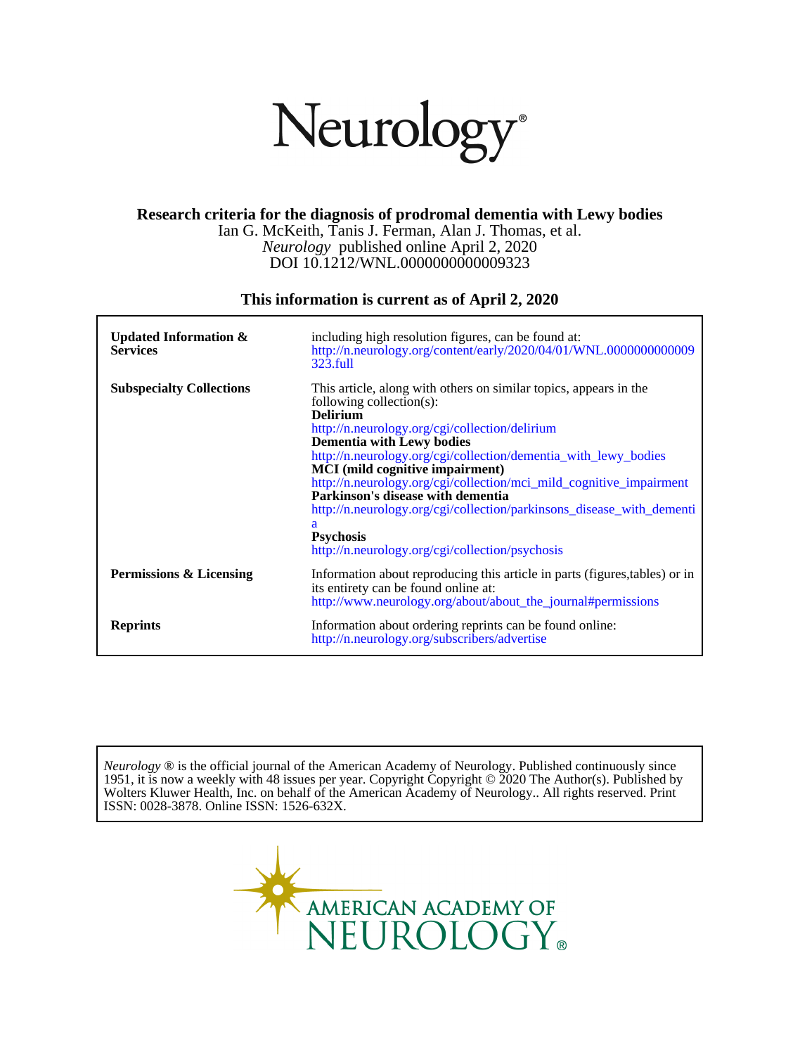# Neurology®

**Research criteria for the diagnosis of prodromal dementia with Lewy bodies**

Ian G. McKeith, Tanis J. Ferman, Alan J. Thomas, et al.

*Neurology* published online April 2, 2020

DOI 10.1212/WNL.0000000000009323

**This information is current as of April 2, 2020**

| | |
|---|---|
| **Updated Information & Services** | including high resolution figures, can be found at: http://n.neurology.org/content/early/2020/04/01/WNL.0000000000009323.full |
| **Subspecialty Collections** | This article, along with others on similar topics, appears in the following collection(s): **Delirium** http://n.neurology.org/cgi/collection/delirium **Dementia with Lewy bodies** http://n.neurology.org/cgi/collection/dementia_with_lewy_bodies **MCI (mild cognitive impairment)** http://n.neurology.org/cgi/collection/mci_mild_cognitive_impairment **Parkinson's disease with dementia** http://n.neurology.org/cgi/collection/parkinsons_disease_with_dementia **Psychosis** http://n.neurology.org/cgi/collection/psychosis |
| **Permissions & Licensing** | Information about reproducing this article in parts (figures,tables) or in its entirety can be found online at: http://www.neurology.org/about/about_the_journal#permissions |
| **Reprints** | Information about ordering reprints can be found online: http://n.neurology.org/subscribers/advertise |

*Neurology* ® is the official journal of the American Academy of Neurology. Published continuously since 1951, it is now a weekly with 48 issues per year. Copyright Copyright © 2020 The Author(s). Published by Wolters Kluwer Health, Inc. on behalf of the American Academy of Neurology.. All rights reserved. Print ISSN: 0028-3878. Online ISSN: 1526-632X.

AMERICAN ACADEMY OF NEUROLOGY®